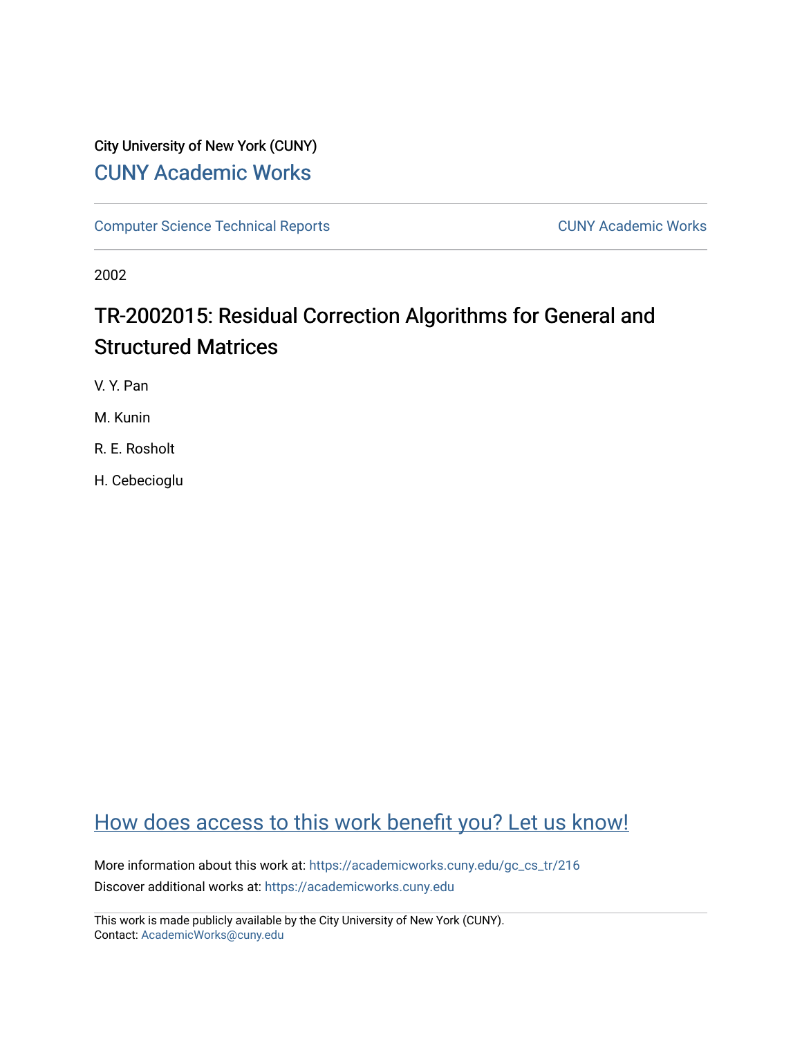City University of New York (CUNY)

CUNY Academic Works

Computer Science Technical Reports | CUNY Academic Works

2002

# TR-2002015: Residual Correction Algorithms for General and Structured Matrices

V. Y. Pan

M. Kunin

R. E. Rosholt

H. Cebecioglu

How does access to this work benefit you? Let us know!

More information about this work at: https://academicworks.cuny.edu/gc_cs_tr/216

Discover additional works at: https://academicworks.cuny.edu

This work is made publicly available by the City University of New York (CUNY).
Contact: AcademicWorks@cuny.edu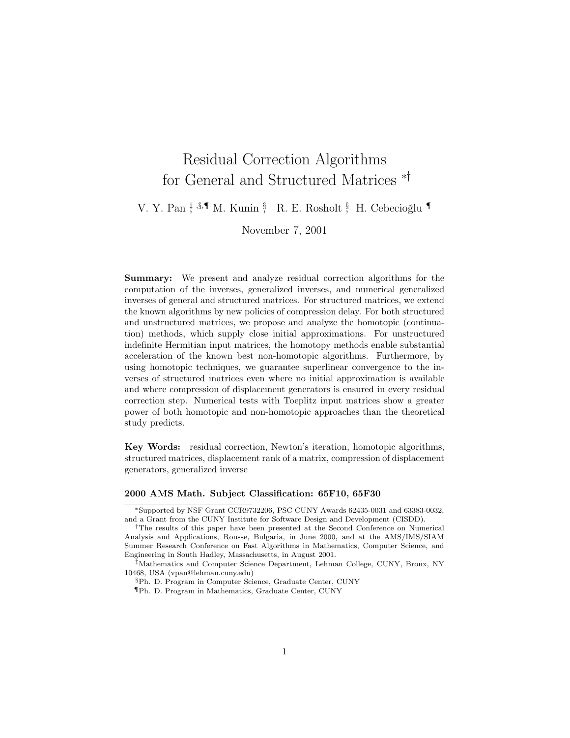# Residual Correction Algorithms for General and Structured Matrices [*†]

V. Y. Pan [‡,§,¶] M. Kunin [§] R. E. Rosholt [§] H. Cebecioğlu [¶]

November 7, 2001

**Summary:** We present and analyze residual correction algorithms for the computation of the inverses, generalized inverses, and numerical generalized inverses of general and structured matrices. For structured matrices, we extend the known algorithms by new policies of compression delay. For both structured and unstructured matrices, we propose and analyze the homotopic (continuation) methods, which supply close initial approximations. For unstructured indefinite Hermitian input matrices, the homotopy methods enable substantial acceleration of the known best non-homotopic algorithms. Furthermore, by using homotopic techniques, we guarantee superlinear convergence to the inverses of structured matrices even where no initial approximation is available and where compression of displacement generators is ensured in every residual correction step. Numerical tests with Toeplitz input matrices show a greater power of both homotopic and non-homotopic approaches than the theoretical study predicts.

**Key Words:** residual correction, Newton's iteration, homotopic algorithms, structured matrices, displacement rank of a matrix, compression of displacement generators, generalized inverse

**2000 AMS Math. Subject Classification: 65F10, 65F30**

[*] Supported by NSF Grant CCR9732206, PSC CUNY Awards 62435-0031 and 63383-0032, and a Grant from the CUNY Institute for Software Design and Development (CISDD).

[†] The results of this paper have been presented at the Second Conference on Numerical Analysis and Applications, Rousse, Bulgaria, in June 2000, and at the AMS/IMS/SIAM Summer Research Conference on Fast Algorithms in Mathematics, Computer Science, and Engineering in South Hadley, Massachusetts, in August 2001.

[‡] Mathematics and Computer Science Department, Lehman College, CUNY, Bronx, NY 10468, USA (vpan@lehman.cuny.edu)

[§] Ph. D. Program in Computer Science, Graduate Center, CUNY

[¶] Ph. D. Program in Mathematics, Graduate Center, CUNY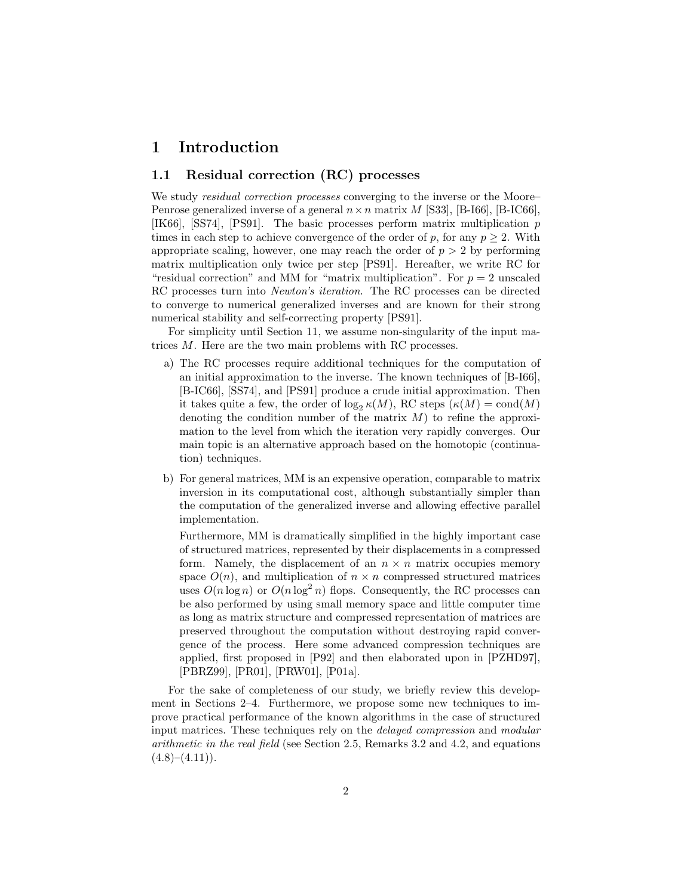# 1 Introduction

## 1.1 Residual correction (RC) processes

We study *residual correction processes* converging to the inverse or the Moore–Penrose generalized inverse of a general $n \times n$ matrix $M$ [S33], [B-I66], [B-IC66], [IK66], [SS74], [PS91]. The basic processes perform matrix multiplication $p$ times in each step to achieve convergence of the order of $p$, for any $p \geq 2$. With appropriate scaling, however, one may reach the order of $p > 2$ by performing matrix multiplication only twice per step [PS91]. Hereafter, we write RC for "residual correction" and MM for "matrix multiplication". For $p = 2$ unscaled RC processes turn into *Newton's iteration*. The RC processes can be directed to converge to numerical generalized inverses and are known for their strong numerical stability and self-correcting property [PS91].

For simplicity until Section 11, we assume non-singularity of the input matrices $M$. Here are the two main problems with RC processes.

a) The RC processes require additional techniques for the computation of an initial approximation to the inverse. The known techniques of [B-I66], [B-IC66], [SS74], and [PS91] produce a crude initial approximation. Then it takes quite a few, the order of $\log_2 \kappa(M)$, RC steps ($\kappa(M) = \text{cond}(M)$ denoting the condition number of the matrix $M$) to refine the approximation to the level from which the iteration very rapidly converges. Our main topic is an alternative approach based on the homotopic (continuation) techniques.

b) For general matrices, MM is an expensive operation, comparable to matrix inversion in its computational cost, although substantially simpler than the computation of the generalized inverse and allowing effective parallel implementation.

   Furthermore, MM is dramatically simplified in the highly important case of structured matrices, represented by their displacements in a compressed form. Namely, the displacement of an $n \times n$ matrix occupies memory space $O(n)$, and multiplication of $n \times n$ compressed structured matrices uses $O(n \log n)$ or $O(n \log^2 n)$ flops. Consequently, the RC processes can be also performed by using small memory space and little computer time as long as matrix structure and compressed representation of matrices are preserved throughout the computation without destroying rapid convergence of the process. Here some advanced compression techniques are applied, first proposed in [P92] and then elaborated upon in [PZHD97], [PBRZ99], [PR01], [PRW01], [P01a].

For the sake of completeness of our study, we briefly review this development in Sections 2–4. Furthermore, we propose some new techniques to improve practical performance of the known algorithms in the case of structured input matrices. These techniques rely on the *delayed compression* and *modular arithmetic in the real field* (see Section 2.5, Remarks 3.2 and 4.2, and equations (4.8)–(4.11)).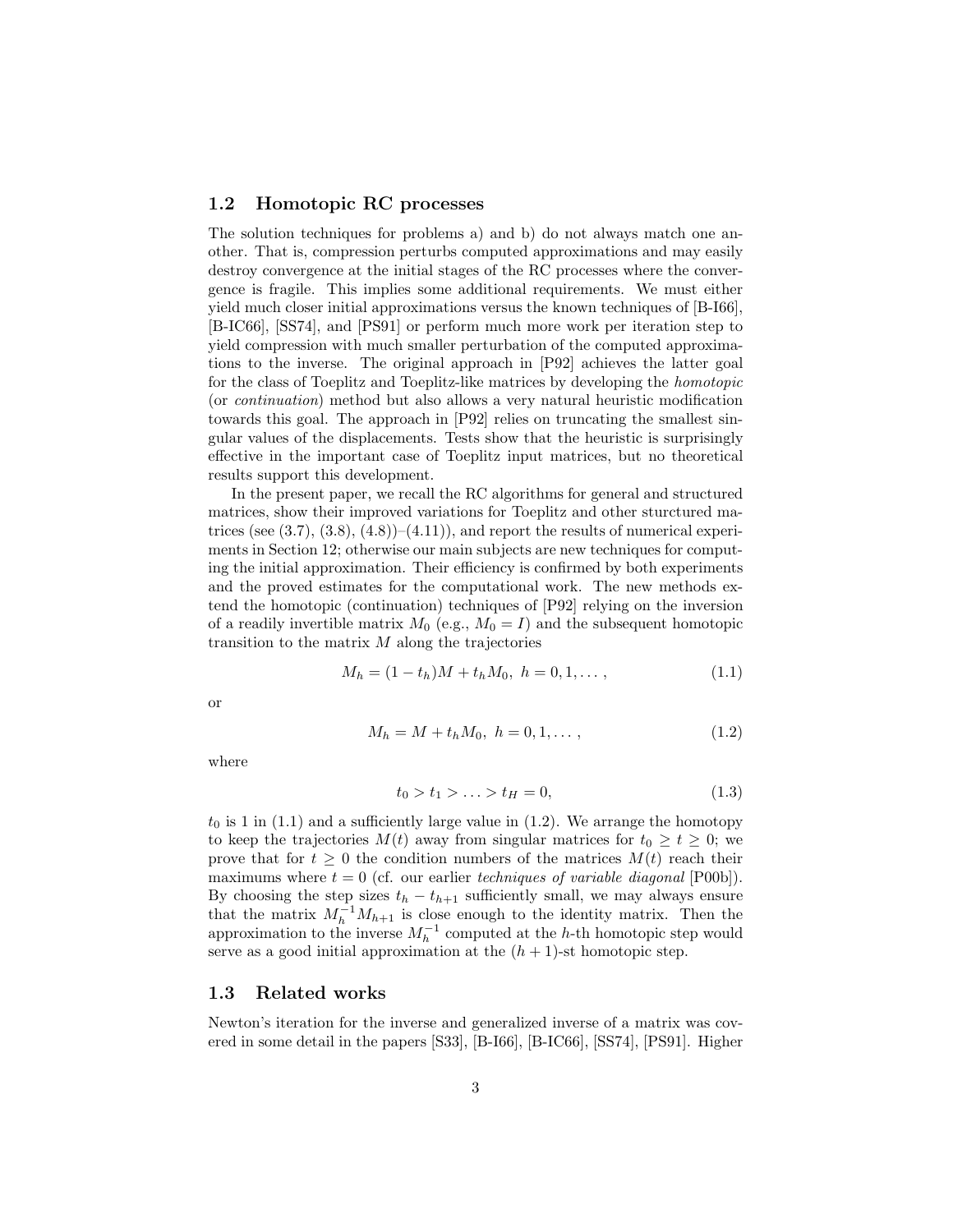## 1.2 Homotopic RC processes

The solution techniques for problems a) and b) do not always match one another. That is, compression perturbs computed approximations and may easily destroy convergence at the initial stages of the RC processes where the convergence is fragile. This implies some additional requirements. We must either yield much closer initial approximations versus the known techniques of [B-I66], [B-IC66], [SS74], and [PS91] or perform much more work per iteration step to yield compression with much smaller perturbation of the computed approximations to the inverse. The original approach in [P92] achieves the latter goal for the class of Toeplitz and Toeplitz-like matrices by developing the *homotopic* (or *continuation*) method but also allows a very natural heuristic modification towards this goal. The approach in [P92] relies on truncating the smallest singular values of the displacements. Tests show that the heuristic is surprisingly effective in the important case of Toeplitz input matrices, but no theoretical results support this development.

In the present paper, we recall the RC algorithms for general and structured matrices, show their improved variations for Toeplitz and other sturctured matrices (see (3.7), (3.8), (4.8))–(4.11)), and report the results of numerical experiments in Section 12; otherwise our main subjects are new techniques for computing the initial approximation. Their efficiency is confirmed by both experiments and the proved estimates for the computational work. The new methods extend the homotopic (continuation) techniques of [P92] relying on the inversion of a readily invertible matrix $M_0$ (e.g., $M_0 = I$) and the subsequent homotopic transition to the matrix $M$ along the trajectories

$$M_h = (1 - t_h)M + t_h M_0, \; h = 0, 1, \dots, \tag{1.1}$$

or

$$M_h = M + t_h M_0, \; h = 0, 1, \dots, \tag{1.2}$$

where

$$t_0 > t_1 > \dots > t_H = 0, \tag{1.3}$$

$t_0$ is 1 in (1.1) and a sufficiently large value in (1.2). We arrange the homotopy to keep the trajectories $M(t)$ away from singular matrices for $t_0 \geq t \geq 0$; we prove that for $t \geq 0$ the condition numbers of the matrices $M(t)$ reach their maximums where $t = 0$ (cf. our earlier *techniques of variable diagonal* [P00b]). By choosing the step sizes $t_h - t_{h+1}$ sufficiently small, we may always ensure that the matrix $M_h^{-1} M_{h+1}$ is close enough to the identity matrix. Then the approximation to the inverse $M_h^{-1}$ computed at the $h$-th homotopic step would serve as a good initial approximation at the $(h+1)$-st homotopic step.

## 1.3 Related works

Newton's iteration for the inverse and generalized inverse of a matrix was covered in some detail in the papers [S33], [B-I66], [B-IC66], [SS74], [PS91]. Higher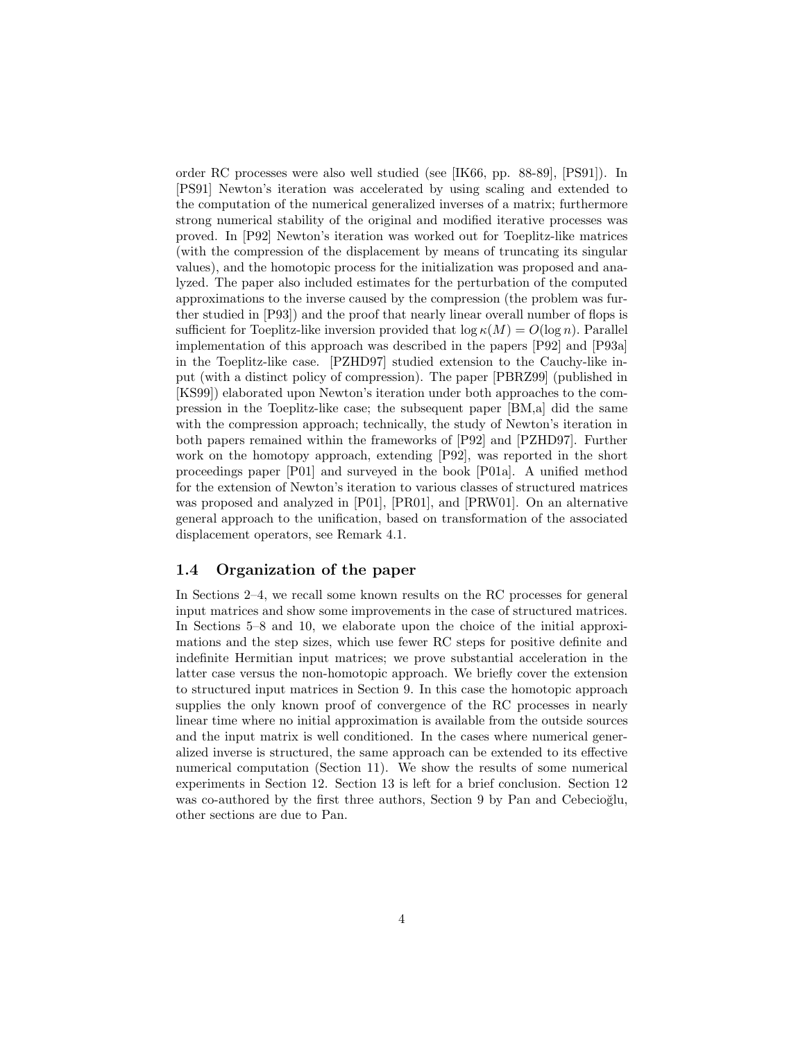order RC processes were also well studied (see [IK66, pp. 88-89], [PS91]). In [PS91] Newton's iteration was accelerated by using scaling and extended to the computation of the numerical generalized inverses of a matrix; furthermore strong numerical stability of the original and modified iterative processes was proved. In [P92] Newton's iteration was worked out for Toeplitz-like matrices (with the compression of the displacement by means of truncating its singular values), and the homotopic process for the initialization was proposed and analyzed. The paper also included estimates for the perturbation of the computed approximations to the inverse caused by the compression (the problem was further studied in [P93]) and the proof that nearly linear overall number of flops is sufficient for Toeplitz-like inversion provided that $\log \kappa(M) = O(\log n)$. Parallel implementation of this approach was described in the papers [P92] and [P93a] in the Toeplitz-like case. [PZHD97] studied extension to the Cauchy-like input (with a distinct policy of compression). The paper [PBRZ99] (published in [KS99]) elaborated upon Newton's iteration under both approaches to the compression in the Toeplitz-like case; the subsequent paper [BM,a] did the same with the compression approach; technically, the study of Newton's iteration in both papers remained within the frameworks of [P92] and [PZHD97]. Further work on the homotopy approach, extending [P92], was reported in the short proceedings paper [P01] and surveyed in the book [P01a]. A unified method for the extension of Newton's iteration to various classes of structured matrices was proposed and analyzed in [P01], [PR01], and [PRW01]. On an alternative general approach to the unification, based on transformation of the associated displacement operators, see Remark 4.1.

### 1.4 Organization of the paper

In Sections 2–4, we recall some known results on the RC processes for general input matrices and show some improvements in the case of structured matrices. In Sections 5–8 and 10, we elaborate upon the choice of the initial approximations and the step sizes, which use fewer RC steps for positive definite and indefinite Hermitian input matrices; we prove substantial acceleration in the latter case versus the non-homotopic approach. We briefly cover the extension to structured input matrices in Section 9. In this case the homotopic approach supplies the only known proof of convergence of the RC processes in nearly linear time where no initial approximation is available from the outside sources and the input matrix is well conditioned. In the cases where numerical generalized inverse is structured, the same approach can be extended to its effective numerical computation (Section 11). We show the results of some numerical experiments in Section 12. Section 13 is left for a brief conclusion. Section 12 was co-authored by the first three authors, Section 9 by Pan and Cebecioğlu, other sections are due to Pan.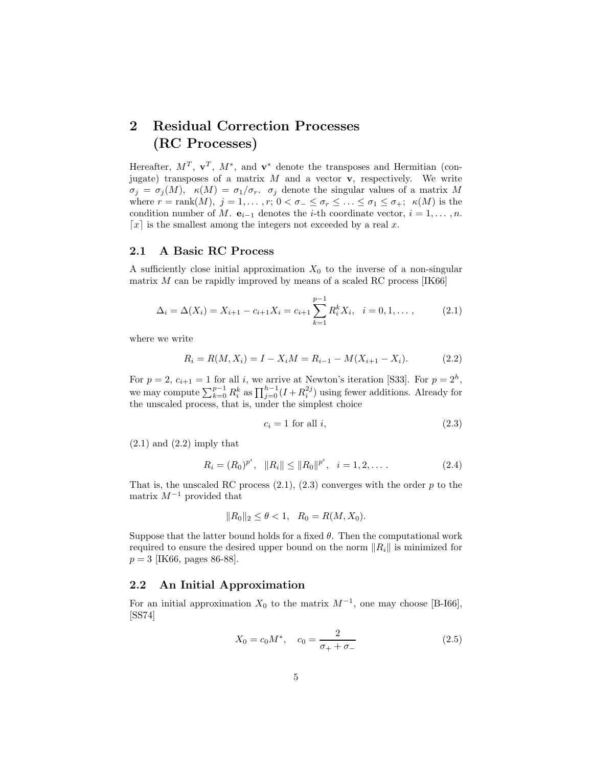# 2 Residual Correction Processes (RC Processes)

Hereafter, $M^T$, $\mathbf{v}^T$, $M^*$, and $\mathbf{v}^*$ denote the transposes and Hermitian (conjugate) transposes of a matrix $M$ and a vector $\mathbf{v}$, respectively. We write $\sigma_j = \sigma_j(M)$, $\kappa(M) = \sigma_1/\sigma_r$. $\sigma_j$ denote the singular values of a matrix $M$ where $r = \text{rank}(M)$, $j = 1, \ldots, r$; $0 < \sigma_- \leq \sigma_r \leq \ldots \leq \sigma_1 \leq \sigma_+$; $\kappa(M)$ is the condition number of $M$. $\mathbf{e}_{i-1}$ denotes the $i$-th coordinate vector, $i = 1, \ldots, n$. $\lceil x \rceil$ is the smallest among the integers not exceeded by a real $x$.

## 2.1 A Basic RC Process

A sufficiently close initial approximation $X_0$ to the inverse of a non-singular matrix $M$ can be rapidly improved by means of a scaled RC process [IK66]

$$\Delta_i = \Delta(X_i) = X_{i+1} - c_{i+1}X_i = c_{i+1}\sum_{k=1}^{p-1} R_i^k X_i, \quad i = 0, 1, \ldots, \tag{2.1}$$

where we write

$$R_i = R(M, X_i) = I - X_i M = R_{i-1} - M(X_{i+1} - X_i). \tag{2.2}$$

For $p = 2$, $c_{i+1} = 1$ for all $i$, we arrive at Newton's iteration [S33]. For $p = 2^h$, we may compute $\sum_{k=0}^{p-1} R_i^k$ as $\prod_{j=0}^{h-1}(I + R_i^{2j})$ using fewer additions. Already for the unscaled process, that is, under the simplest choice

$$c_i = 1 \text{ for all } i, \tag{2.3}$$

(2.1) and (2.2) imply that

$$R_i = (R_0)^{p^i}, \quad \|R_i\| \leq \|R_0\|^{p^i}, \quad i = 1, 2, \ldots. \tag{2.4}$$

That is, the unscaled RC process (2.1), (2.3) converges with the order $p$ to the matrix $M^{-1}$ provided that

$$\|R_0\|_2 \leq \theta < 1, \quad R_0 = R(M, X_0).$$

Suppose that the latter bound holds for a fixed $\theta$. Then the computational work required to ensure the desired upper bound on the norm $\|R_i\|$ is minimized for $p = 3$ [IK66, pages 86-88].

## 2.2 An Initial Approximation

For an initial approximation $X_0$ to the matrix $M^{-1}$, one may choose [B-I66], [SS74]

$$X_0 = c_0 M^*, \quad c_0 = \frac{2}{\sigma_+ + \sigma_-} \tag{2.5}$$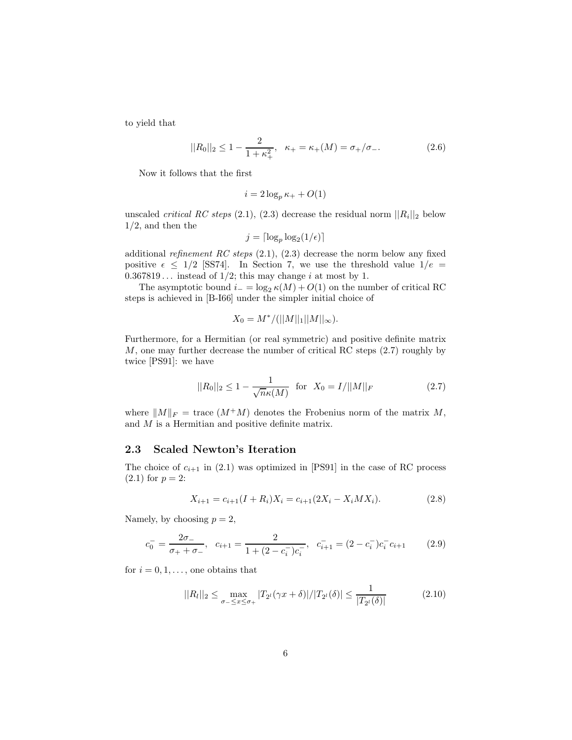to yield that

$$||R_0||_2 \leq 1 - \frac{2}{1+\kappa_+^2}, \quad \kappa_+ = \kappa_+(M) = \sigma_+/\sigma_-. \tag{2.6}$$

Now it follows that the first

$$i = 2\log_p \kappa_+ + O(1)$$

unscaled *critical RC steps* (2.1), (2.3) decrease the residual norm $||R_i||_2$ below $1/2$, and then the

$$j = \lceil \log_p \log_2(1/\epsilon) \rceil$$

additional *refinement RC steps* (2.1), (2.3) decrease the norm below any fixed positive $\epsilon \leq 1/2$ [SS74]. In Section 7, we use the threshold value $1/e = 0.367819\ldots$ instead of $1/2$; this may change $i$ at most by 1.

The asymptotic bound $i_- = \log_2 \kappa(M) + O(1)$ on the number of critical RC steps is achieved in [B-I66] under the simpler initial choice of

$$X_0 = M^*/(||M||_1||M||_\infty).$$

Furthermore, for a Hermitian (or real symmetric) and positive definite matrix $M$, one may further decrease the number of critical RC steps (2.7) roughly by twice [PS91]: we have

$$||R_0||_2 \leq 1 - \frac{1}{\sqrt{n}\kappa(M)} \quad \text{for} \quad X_0 = I/||M||_F \tag{2.7}$$

where $\|M\|_F = \text{trace}\ (M^+M)$ denotes the Frobenius norm of the matrix $M$, and $M$ is a Hermitian and positive definite matrix.

## 2.3 Scaled Newton's Iteration

The choice of $c_{i+1}$ in (2.1) was optimized in [PS91] in the case of RC process (2.1) for $p = 2$:

$$X_{i+1} = c_{i+1}(I + R_i)X_i = c_{i+1}(2X_i - X_iMX_i). \tag{2.8}$$

Namely, by choosing $p = 2$,

$$c_0^- = \frac{2\sigma_-}{\sigma_+ + \sigma_-}, \quad c_{i+1} = \frac{2}{1 + (2 - c_i^-)c_i^-}, \quad c_{i+1}^- = (2 - c_i^-)c_i^- c_{i+1} \tag{2.9}$$

for $i = 0, 1, \ldots$, one obtains that

$$||R_l||_2 \leq \max_{\sigma_- \leq x \leq \sigma_+} |T_{2^l}(\gamma x + \delta)|/|T_{2^l}(\delta)| \leq \frac{1}{|T_{2^l}(\delta)|} \tag{2.10}$$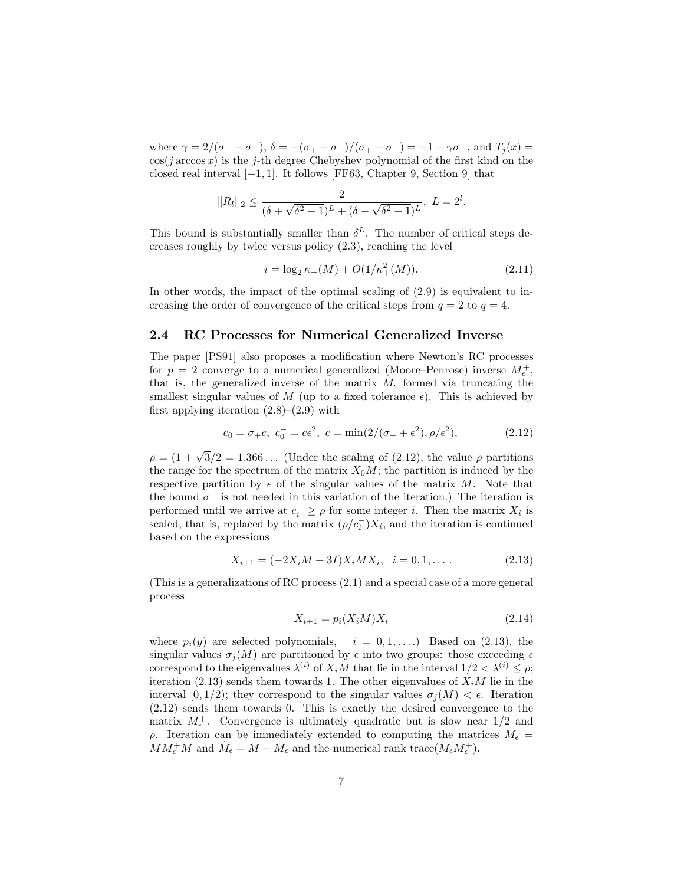where $\gamma = 2/(\sigma_+ - \sigma_-)$, $\delta = -(\sigma_+ + \sigma_-)/(\sigma_+ - \sigma_-) = -1 - \gamma\sigma_-$, and $T_j(x) = \cos(j \arccos x)$ is the $j$-th degree Chebyshev polynomial of the first kind on the closed real interval $[-1, 1]$. It follows [FF63, Chapter 9, Section 9] that

$$||R_l||_2 \leq \frac{2}{(\delta + \sqrt{\delta^2 - 1})^L + (\delta - \sqrt{\delta^2 - 1})^L}, \; L = 2^l.$$

This bound is substantially smaller than $\delta^L$. The number of critical steps decreases roughly by twice versus policy (2.3), reaching the level

$$i = \log_2 \kappa_+(M) + O(1/\kappa_+^2(M)). \tag{2.11}$$

In other words, the impact of the optimal scaling of (2.9) is equivalent to increasing the order of convergence of the critical steps from $q = 2$ to $q = 4$.

## 2.4 RC Processes for Numerical Generalized Inverse

The paper [PS91] also proposes a modification where Newton's RC processes for $p = 2$ converge to a numerical generalized (Moore–Penrose) inverse $M_\epsilon^+$, that is, the generalized inverse of the matrix $M_\epsilon$ formed via truncating the smallest singular values of $M$ (up to a fixed tolerance $\epsilon$). This is achieved by first applying iteration (2.8)–(2.9) with

$$c_0 = \sigma_+ c, \; c_0^- = c\epsilon^2, \; c = \min(2/(\sigma_+ + \epsilon^2), \rho/\epsilon^2), \tag{2.12}$$

$\rho = (1 + \sqrt{3}/2 = 1.366\ldots$ (Under the scaling of (2.12), the value $\rho$ partitions the range for the spectrum of the matrix $X_0 M$; the partition is induced by the respective partition by $\epsilon$ of the singular values of the matrix $M$. Note that the bound $\sigma_-$ is not needed in this variation of the iteration.) The iteration is performed until we arrive at $c_i^- \geq \rho$ for some integer $i$. Then the matrix $X_i$ is scaled, that is, replaced by the matrix $(\rho/c_i^-)X_i$, and the iteration is continued based on the expressions

$$X_{i+1} = (-2X_i M + 3I)X_i M X_i, \quad i = 0, 1, \ldots. \tag{2.13}$$

(This is a generalizations of RC process (2.1) and a special case of a more general process

$$X_{i+1} = p_i(X_i M)X_i \tag{2.14}$$

where $p_i(y)$ are selected polynomials, $\quad i = 0, 1, \ldots.$) Based on (2.13), the singular values $\sigma_j(M)$ are partitioned by $\epsilon$ into two groups: those exceeding $\epsilon$ correspond to the eigenvalues $\lambda^{(i)}$ of $X_i M$ that lie in the interval $1/2 < \lambda^{(i)} \leq \rho$; iteration (2.13) sends them towards 1. The other eigenvalues of $X_i M$ lie in the interval $[0, 1/2)$; they correspond to the singular values $\sigma_j(M) < \epsilon$. Iteration (2.12) sends them towards 0. This is exactly the desired convergence to the matrix $M_\epsilon^+$. Convergence is ultimately quadratic but is slow near $1/2$ and $\rho$. Iteration can be immediately extended to computing the matrices $M_\epsilon = M M_\epsilon^+ M$ and $\tilde{M}_\epsilon = M - M_\epsilon$ and the numerical rank $\text{trace}(M_\epsilon M_\epsilon^+)$.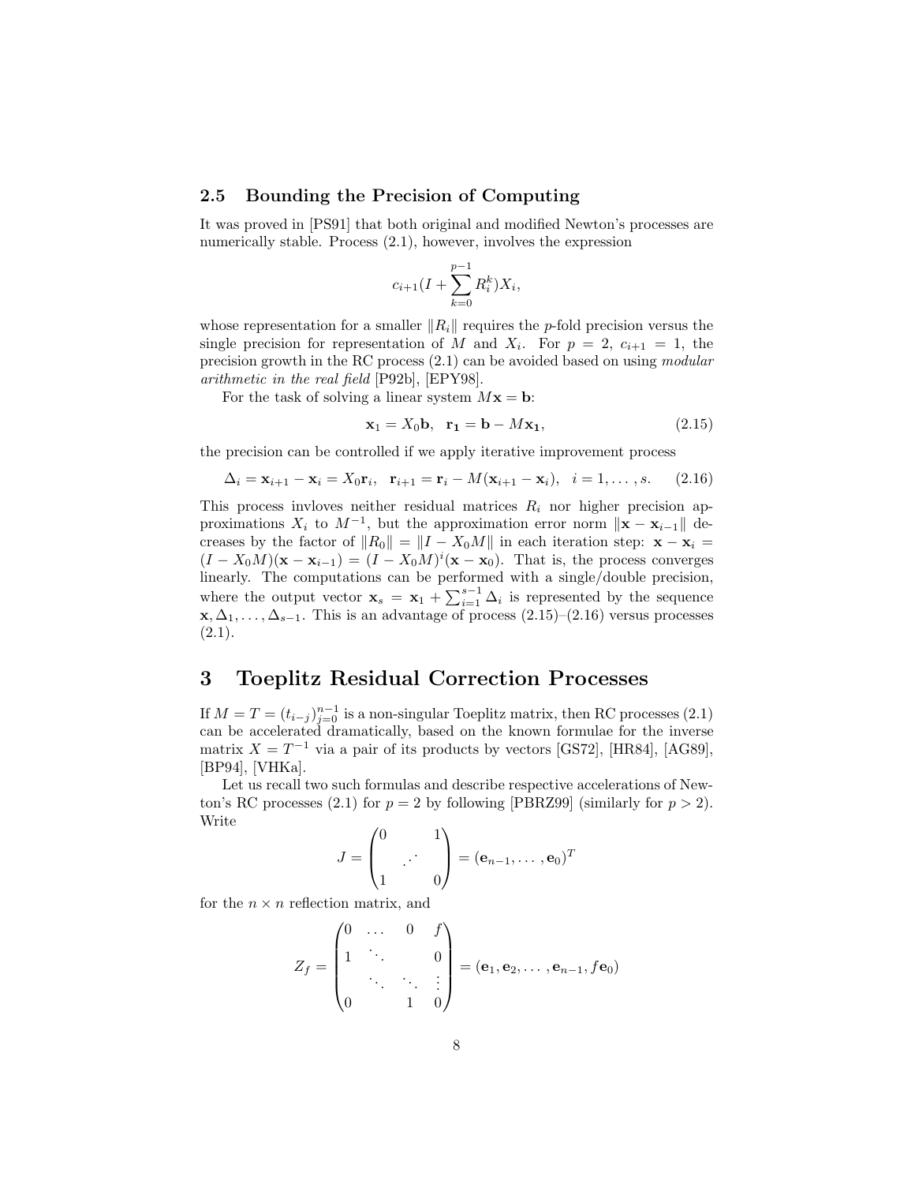### 2.5 Bounding the Precision of Computing

It was proved in [PS91] that both original and modified Newton's processes are numerically stable. Process (2.1), however, involves the expression

$$c_{i+1}(I + \sum_{k=0}^{p-1} R_i^k) X_i,$$

whose representation for a smaller $\|R_i\|$ requires the $p$-fold precision versus the single precision for representation of $M$ and $X_i$. For $p = 2$, $c_{i+1} = 1$, the precision growth in the RC process (2.1) can be avoided based on using *modular arithmetic in the real field* [P92b], [EPY98].

For the task of solving a linear system $M\mathbf{x} = \mathbf{b}$:

$$\mathbf{x}_1 = X_0\mathbf{b}, \quad \mathbf{r_1} = \mathbf{b} - M\mathbf{x_1}, \tag{2.15}$$

the precision can be controlled if we apply iterative improvement process

$$\Delta_i = \mathbf{x}_{i+1} - \mathbf{x}_i = X_0\mathbf{r}_i, \quad \mathbf{r}_{i+1} = \mathbf{r}_i - M(\mathbf{x}_{i+1} - \mathbf{x}_i), \quad i = 1, \ldots, s. \tag{2.16}$$

This process invloves neither residual matrices $R_i$ nor higher precision approximations $X_i$ to $M^{-1}$, but the approximation error norm $\|\mathbf{x} - \mathbf{x}_{i-1}\|$ decreases by the factor of $\|R_0\| = \|I - X_0M\|$ in each iteration step: $\mathbf{x} - \mathbf{x}_i = (I - X_0M)(\mathbf{x} - \mathbf{x}_{i-1}) = (I - X_0M)^i(\mathbf{x} - \mathbf{x}_0)$. That is, the process converges linearly. The computations can be performed with a single/double precision, where the output vector $\mathbf{x}_s = \mathbf{x}_1 + \sum_{i=1}^{s-1} \Delta_i$ is represented by the sequence $\mathbf{x}, \Delta_1, \ldots, \Delta_{s-1}$. This is an advantage of process (2.15)–(2.16) versus processes (2.1).

# 3 Toeplitz Residual Correction Processes

If $M = T = (t_{i-j})_{j=0}^{n-1}$ is a non-singular Toeplitz matrix, then RC processes (2.1) can be accelerated dramatically, based on the known formulae for the inverse matrix $X = T^{-1}$ via a pair of its products by vectors [GS72], [HR84], [AG89], [BP94], [VHKa].

Let us recall two such formulas and describe respective accelerations of Newton's RC processes (2.1) for $p = 2$ by following [PBRZ99] (similarly for $p > 2$). Write

$$J = \begin{pmatrix} 0 & & 1 \\ & \cdot^{\cdot^{\cdot}} & \\ 1 & & 0 \end{pmatrix} = (\mathbf{e}_{n-1}, \ldots, \mathbf{e}_0)^T$$

for the $n \times n$ reflection matrix, and

$$Z_f = \begin{pmatrix} 0 & \ldots & 0 & f \\ 1 & \ddots & & 0 \\ & \ddots & \ddots & \vdots \\ 0 & & 1 & 0 \end{pmatrix} = (\mathbf{e}_1, \mathbf{e}_2, \ldots, \mathbf{e}_{n-1}, f\mathbf{e}_0)$$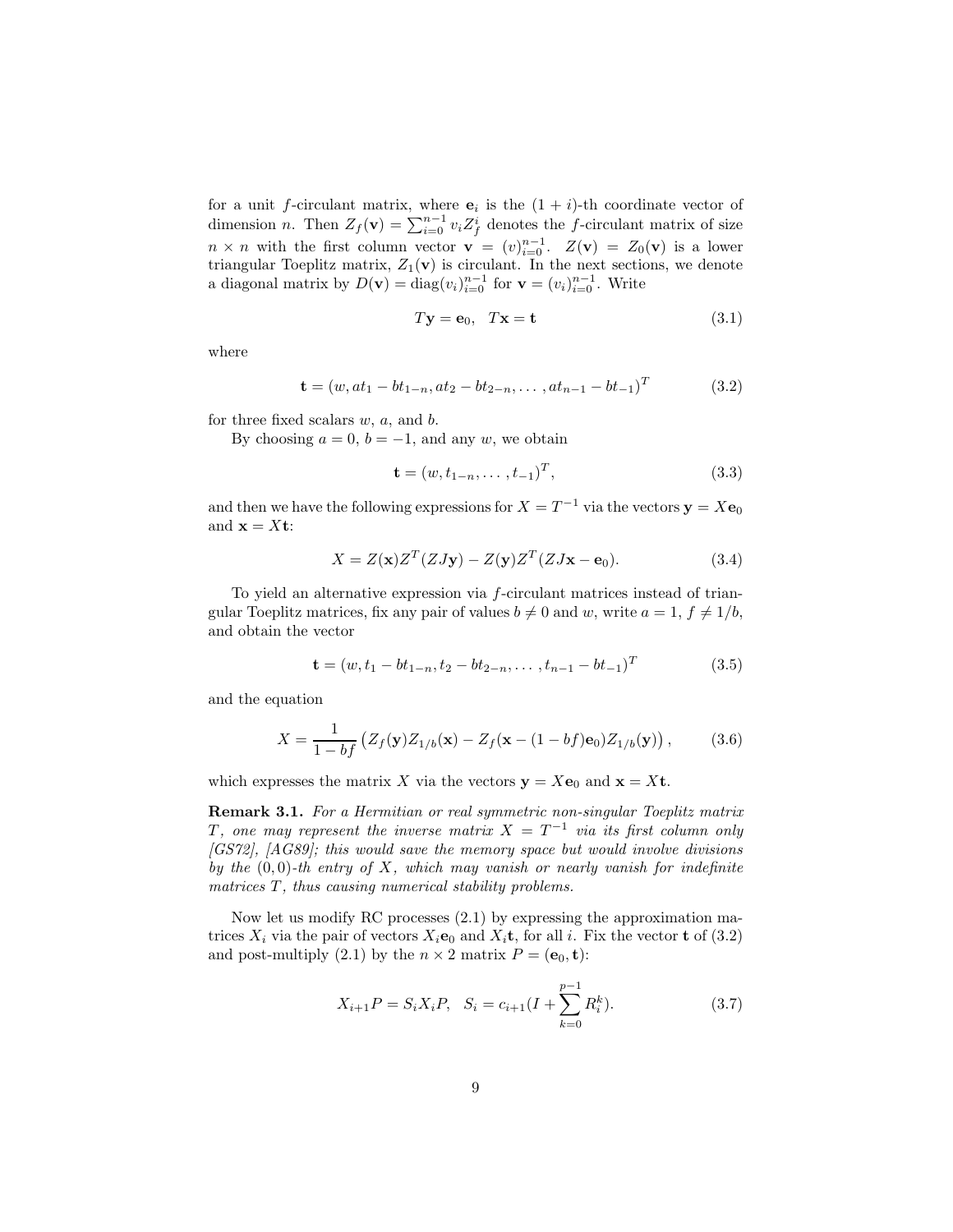for a unit $f$-circulant matrix, where $\mathbf{e}_i$ is the $(1+i)$-th coordinate vector of dimension $n$. Then $Z_f(\mathbf{v}) = \sum_{i=0}^{n-1} v_i Z_f^i$ denotes the $f$-circulant matrix of size $n \times n$ with the first column vector $\mathbf{v} = (v)_{i=0}^{n-1}$. $Z(\mathbf{v}) = Z_0(\mathbf{v})$ is a lower triangular Toeplitz matrix, $Z_1(\mathbf{v})$ is circulant. In the next sections, we denote a diagonal matrix by $D(\mathbf{v}) = \mathrm{diag}(v_i)_{i=0}^{n-1}$ for $\mathbf{v} = (v_i)_{i=0}^{n-1}$. Write

$$T\mathbf{y} = \mathbf{e}_0, \quad T\mathbf{x} = \mathbf{t} \tag{3.1}$$

where

$$\mathbf{t} = (w, at_1 - bt_{1-n}, at_2 - bt_{2-n}, \ldots, at_{n-1} - bt_{-1})^T \tag{3.2}$$

for three fixed scalars $w$, $a$, and $b$.

By choosing $a = 0$, $b = -1$, and any $w$, we obtain

$$\mathbf{t} = (w, t_{1-n}, \ldots, t_{-1})^T, \tag{3.3}$$

and then we have the following expressions for $X = T^{-1}$ via the vectors $\mathbf{y} = X\mathbf{e}_0$ and $\mathbf{x} = X\mathbf{t}$:

$$X = Z(\mathbf{x})Z^T(ZJ\mathbf{y}) - Z(\mathbf{y})Z^T(ZJ\mathbf{x} - \mathbf{e}_0). \tag{3.4}$$

To yield an alternative expression via $f$-circulant matrices instead of triangular Toeplitz matrices, fix any pair of values $b \neq 0$ and $w$, write $a = 1$, $f \neq 1/b$, and obtain the vector

$$\mathbf{t} = (w, t_1 - bt_{1-n}, t_2 - bt_{2-n}, \ldots, t_{n-1} - bt_{-1})^T \tag{3.5}$$

and the equation

$$X = \frac{1}{1-bf}\left(Z_f(\mathbf{y})Z_{1/b}(\mathbf{x}) - Z_f(\mathbf{x} - (1-bf)\mathbf{e}_0)Z_{1/b}(\mathbf{y})\right), \tag{3.6}$$

which expresses the matrix $X$ via the vectors $\mathbf{y} = X\mathbf{e}_0$ and $\mathbf{x} = X\mathbf{t}$.

**Remark 3.1.** *For a Hermitian or real symmetric non-singular Toeplitz matrix $T$, one may represent the inverse matrix $X = T^{-1}$ via its first column only [GS72], [AG89]; this would save the memory space but would involve divisions by the $(0,0)$-th entry of $X$, which may vanish or nearly vanish for indefinite matrices $T$, thus causing numerical stability problems.*

Now let us modify RC processes (2.1) by expressing the approximation matrices $X_i$ via the pair of vectors $X_i\mathbf{e}_0$ and $X_i\mathbf{t}$, for all $i$. Fix the vector $\mathbf{t}$ of (3.2) and post-multiply (2.1) by the $n \times 2$ matrix $P = (\mathbf{e}_0, \mathbf{t})$:

$$X_{i+1}P = S_iX_iP, \quad S_i = c_{i+1}(I + \sum_{k=0}^{p-1} R_i^k). \tag{3.7}$$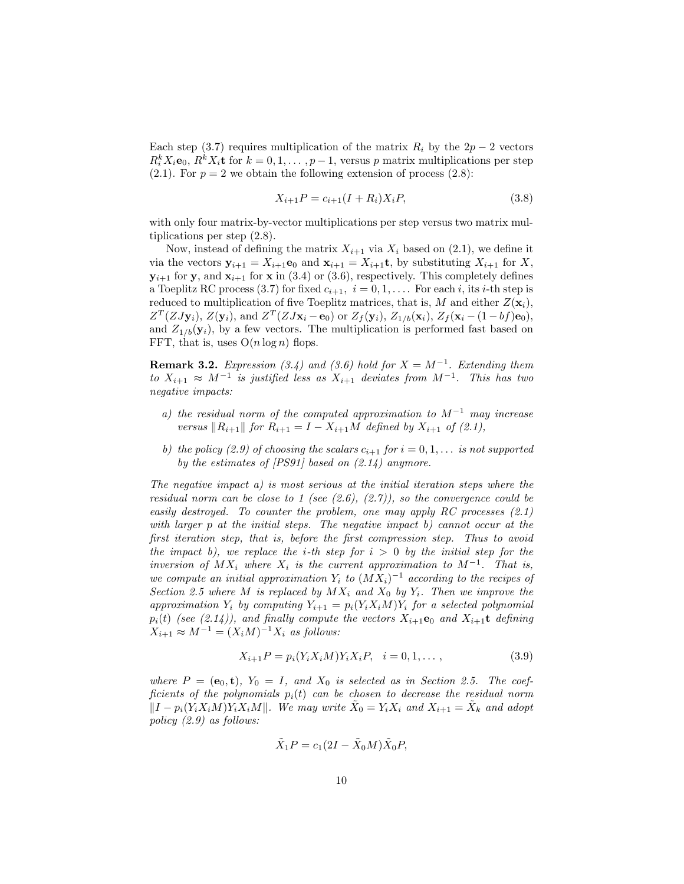Each step (3.7) requires multiplication of the matrix $R_i$ by the $2p-2$ vectors $R_i^k X_i \mathbf{e}_0$, $R^k X_i \mathbf{t}$ for $k = 0, 1, \ldots, p-1$, versus $p$ matrix multiplications per step (2.1). For $p = 2$ we obtain the following extension of process (2.8):

$$X_{i+1}P = c_{i+1}(I + R_i)X_i P, \tag{3.8}$$

with only four matrix-by-vector multiplications per step versus two matrix multiplications per step (2.8).

Now, instead of defining the matrix $X_{i+1}$ via $X_i$ based on (2.1), we define it via the vectors $\mathbf{y}_{i+1} = X_{i+1}\mathbf{e}_0$ and $\mathbf{x}_{i+1} = X_{i+1}\mathbf{t}$, by substituting $X_{i+1}$ for $X$, $\mathbf{y}_{i+1}$ for $\mathbf{y}$, and $\mathbf{x}_{i+1}$ for $\mathbf{x}$ in (3.4) or (3.6), respectively. This completely defines a Toeplitz RC process (3.7) for fixed $c_{i+1}$, $i = 0, 1, \ldots$. For each $i$, its $i$-th step is reduced to multiplication of five Toeplitz matrices, that is, $M$ and either $Z(\mathbf{x}_i)$, $Z^T(ZJ\mathbf{y}_i)$, $Z(\mathbf{y}_i)$, and $Z^T(ZJ\mathbf{x}_i - \mathbf{e}_0)$ or $Z_f(\mathbf{y}_i)$, $Z_{1/b}(\mathbf{x}_i)$, $Z_f(\mathbf{x}_i - (1-bf)\mathbf{e}_0)$, and $Z_{1/b}(\mathbf{y}_i)$, by a few vectors. The multiplication is performed fast based on FFT, that is, uses $O(n \log n)$ flops.

**Remark 3.2.** *Expression (3.4) and (3.6) hold for $X = M^{-1}$. Extending them to $X_{i+1} \approx M^{-1}$ is justified less as $X_{i+1}$ deviates from $M^{-1}$. This has two negative impacts:*

- *a) the residual norm of the computed approximation to $M^{-1}$ may increase versus $\|R_{i+1}\|$ for $R_{i+1} = I - X_{i+1}M$ defined by $X_{i+1}$ of (2.1),*
- *b) the policy (2.9) of choosing the scalars $c_{i+1}$ for $i = 0, 1, \ldots$ is not supported by the estimates of [PS91] based on (2.14) anymore.*

*The negative impact a) is most serious at the initial iteration steps where the residual norm can be close to 1 (see (2.6), (2.7)), so the convergence could be easily destroyed. To counter the problem, one may apply RC processes (2.1) with larger $p$ at the initial steps. The negative impact b) cannot occur at the first iteration step, that is, before the first compression step. Thus to avoid the impact b), we replace the $i$-th step for $i > 0$ by the initial step for the inversion of $MX_i$ where $X_i$ is the current approximation to $M^{-1}$. That is, we compute an initial approximation $Y_i$ to $(MX_i)^{-1}$ according to the recipes of Section 2.5 where $M$ is replaced by $MX_i$ and $X_0$ by $Y_i$. Then we improve the approximation $Y_i$ by computing $Y_{i+1} = p_i(Y_i X_i M)Y_i$ for a selected polynomial $p_i(t)$ (see (2.14)), and finally compute the vectors $X_{i+1}\mathbf{e}_0$ and $X_{i+1}\mathbf{t}$ defining $X_{i+1} \approx M^{-1} = (X_i M)^{-1} X_i$ as follows:*

$$X_{i+1}P = p_i(Y_i X_i M)Y_i X_i P, \quad i = 0, 1, \ldots, \tag{3.9}$$

*where $P = (\mathbf{e}_0, \mathbf{t})$, $Y_0 = I$, and $X_0$ is selected as in Section 2.5. The coefficients of the polynomials $p_i(t)$ can be chosen to decrease the residual norm $\|I - p_i(Y_i X_i M)Y_i X_i M\|$. We may write $\tilde{X}_0 = Y_i X_i$ and $X_{i+1} = \tilde{X}_k$ and adopt policy (2.9) as follows:*

$$\tilde{X}_1 P = c_1(2I - \tilde{X}_0 M)\tilde{X}_0 P,$$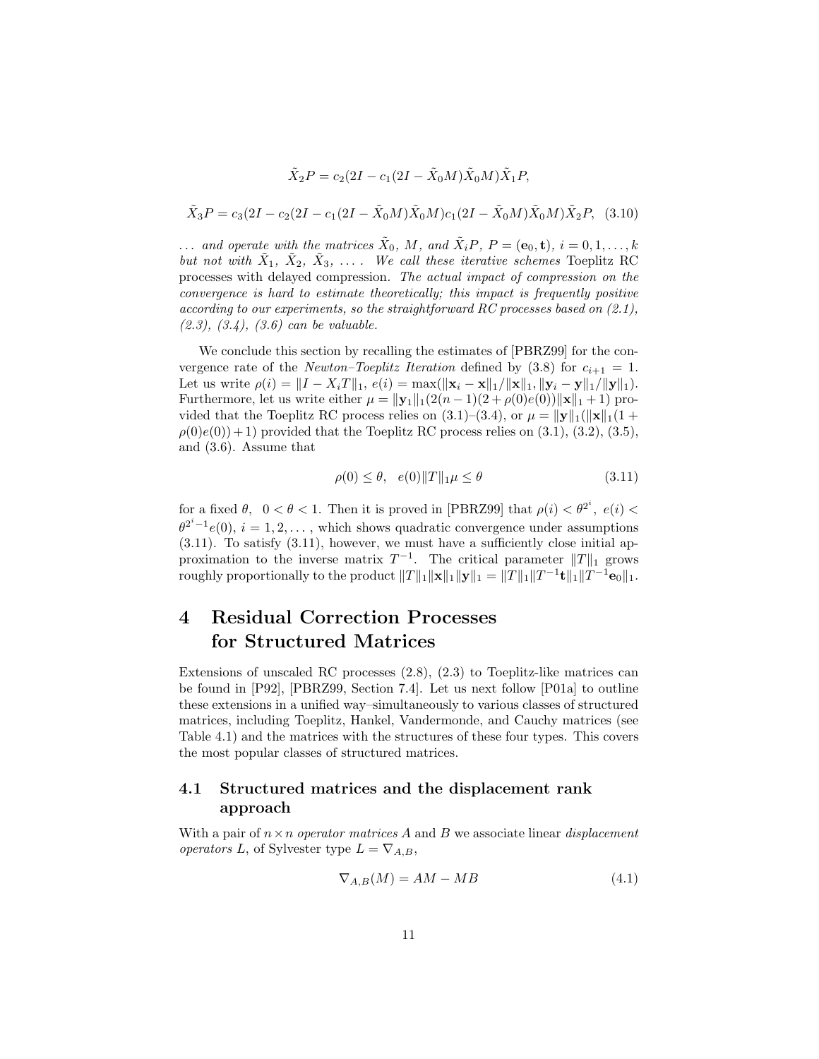$$\tilde{X}_2 P = c_2(2I - c_1(2I - \tilde{X}_0 M)\tilde{X}_0 M)\tilde{X}_1 P,$$

$$\tilde{X}_3 P = c_3(2I - c_2(2I - c_1(2I - \tilde{X}_0 M)\tilde{X}_0 M)c_1(2I - \tilde{X}_0 M)\tilde{X}_0 M)\tilde{X}_2 P, \quad (3.10)$$

*... and operate with the matrices $\tilde{X}_0$, $M$, and $\tilde{X}_i P$, $P = (\mathbf{e}_0, \mathbf{t})$, $i = 0, 1, \dots, k$ but not with $\tilde{X}_1$, $\tilde{X}_2$, $\tilde{X}_3$, ... . We call these iterative schemes* Toeplitz RC processes with delayed compression. *The actual impact of compression on the convergence is hard to estimate theoretically; this impact is frequently positive according to our experiments, so the straightforward RC processes based on (2.1), (2.3), (3.4), (3.6) can be valuable.*

We conclude this section by recalling the estimates of [PBRZ99] for the convergence rate of the *Newton–Toeplitz Iteration* defined by (3.8) for $c_{i+1} = 1$. Let us write $\rho(i) = \|I - X_i T\|_1$, $e(i) = \max(\|\mathbf{x}_i - \mathbf{x}\|_1/\|\mathbf{x}\|_1, \|\mathbf{y}_i - \mathbf{y}\|_1/\|\mathbf{y}\|_1)$. Furthermore, let us write either $\mu = \|\mathbf{y}_1\|_1(2(n-1)(2+\rho(0)e(0))\|\mathbf{x}\|_1 + 1)$ provided that the Toeplitz RC process relies on (3.1)–(3.4), or $\mu = \|\mathbf{y}\|_1(\|\mathbf{x}\|_1(1 + \rho(0)e(0)) + 1)$ provided that the Toeplitz RC process relies on (3.1), (3.2), (3.5), and (3.6). Assume that

$$\rho(0) \le \theta, \quad e(0)\|T\|_1 \mu \le \theta \quad (3.11)$$

for a fixed $\theta$, $0 < \theta < 1$. Then it is proved in [PBRZ99] that $\rho(i) < \theta^{2^i}$, $e(i) < \theta^{2^i - 1} e(0)$, $i = 1, 2, \dots$, which shows quadratic convergence under assumptions (3.11). To satisfy (3.11), however, we must have a sufficiently close initial approximation to the inverse matrix $T^{-1}$. The critical parameter $\|T\|_1$ grows roughly proportionally to the product $\|T\|_1\|\mathbf{x}\|_1\|\mathbf{y}\|_1 = \|T\|_1\|T^{-1}\mathbf{t}\|_1\|T^{-1}\mathbf{e}_0\|_1$.

# 4 Residual Correction Processes for Structured Matrices

Extensions of unscaled RC processes (2.8), (2.3) to Toeplitz-like matrices can be found in [P92], [PBRZ99, Section 7.4]. Let us next follow [P01a] to outline these extensions in a unified way–simultaneously to various classes of structured matrices, including Toeplitz, Hankel, Vandermonde, and Cauchy matrices (see Table 4.1) and the matrices with the structures of these four types. This covers the most popular classes of structured matrices.

## 4.1 Structured matrices and the displacement rank approach

With a pair of $n \times n$ *operator matrices* $A$ and $B$ we associate linear *displacement operators* $L$, of Sylvester type $L = \nabla_{A,B}$,

$$\nabla_{A,B}(M) = AM - MB \quad (4.1)$$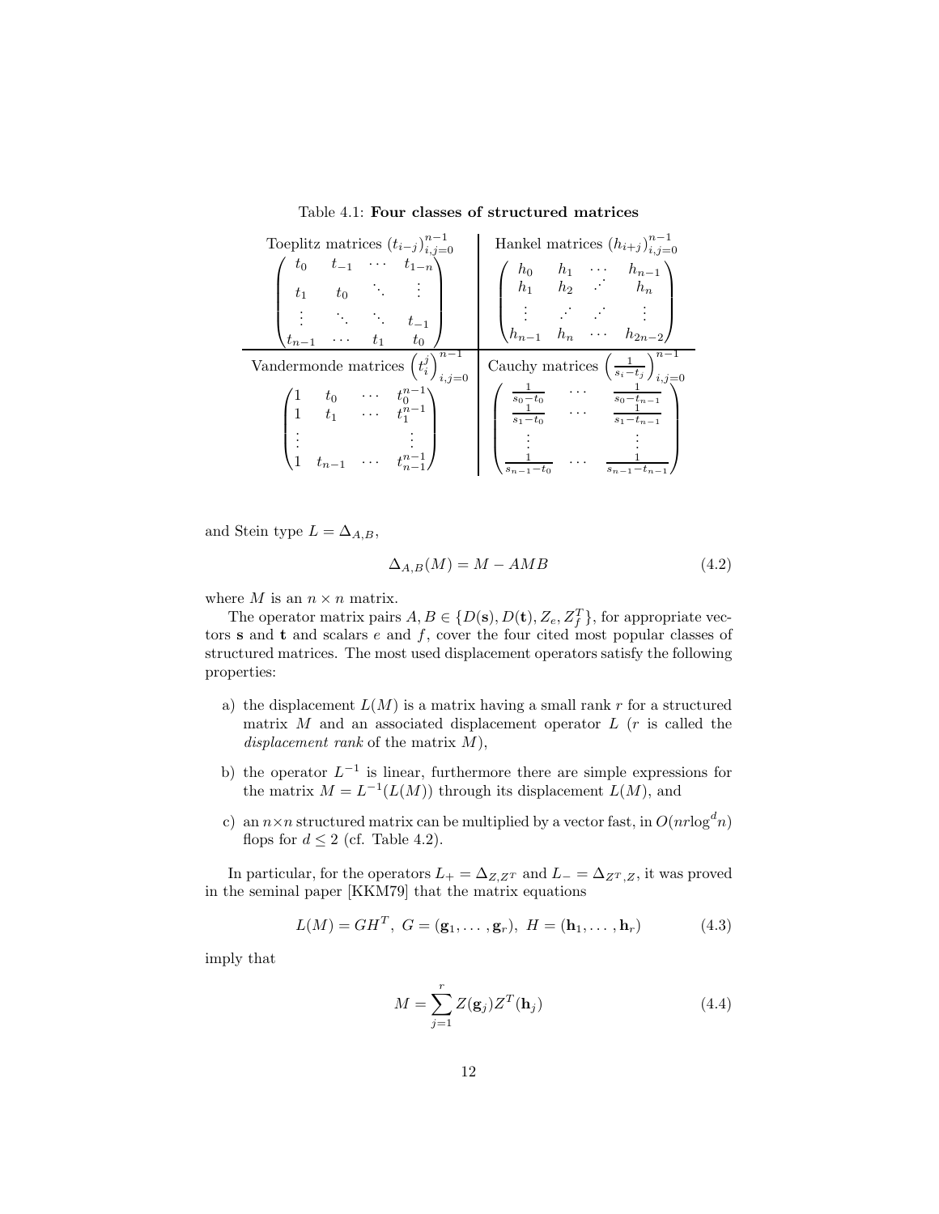Table 4.1: **Four classes of structured matrices**

| Toeplitz matrices $(t_{i-j})_{i,j=0}^{n-1}$ | Hankel matrices $(h_{i+j})_{i,j=0}^{n-1}$ |
|---|---|
| $\begin{pmatrix} t_0 & t_{-1} & \cdots & t_{1-n} \\ t_1 & t_0 & \ddots & \vdots \\ \vdots & \ddots & \ddots & t_{-1} \\ t_{n-1} & \cdots & t_1 & t_0 \end{pmatrix}$ | $\begin{pmatrix} h_0 & h_1 & \cdots & h_{n-1} \\ h_1 & h_2 & \iddots & h_n \\ \vdots & \iddots & \iddots & \vdots \\ h_{n-1} & h_n & \cdots & h_{2n-2} \end{pmatrix}$ |
| Vandermonde matrices $\left(t_i^j\right)_{i,j=0}^{n-1}$ | Cauchy matrices $\left(\frac{1}{s_i - t_j}\right)_{i,j=0}^{n-1}$ |
| $\begin{pmatrix} 1 & t_0 & \cdots & t_0^{n-1} \\ 1 & t_1 & \cdots & t_1^{n-1} \\ \vdots & & & \vdots \\ 1 & t_{n-1} & \cdots & t_{n-1}^{n-1} \end{pmatrix}$ | $\begin{pmatrix} \frac{1}{s_0-t_0} & \cdots & \frac{1}{s_0-t_{n-1}} \\ \frac{1}{s_1-t_0} & \cdots & \frac{1}{s_1-t_{n-1}} \\ \vdots & & \vdots \\ \frac{1}{s_{n-1}-t_0} & \cdots & \frac{1}{s_{n-1}-t_{n-1}} \end{pmatrix}$ |

and Stein type $L = \Delta_{A,B}$,

$$\Delta_{A,B}(M) = M - AMB \tag{4.2}$$

where $M$ is an $n \times n$ matrix.

The operator matrix pairs $A, B \in \{D(\mathbf{s}), D(\mathbf{t}), Z_e, Z_f^T\}$, for appropriate vectors $\mathbf{s}$ and $\mathbf{t}$ and scalars $e$ and $f$, cover the four cited most popular classes of structured matrices. The most used displacement operators satisfy the following properties:

a) the displacement $L(M)$ is a matrix having a small rank $r$ for a structured matrix $M$ and an associated displacement operator $L$ ($r$ is called the *displacement rank* of the matrix $M$),

b) the operator $L^{-1}$ is linear, furthermore there are simple expressions for the matrix $M = L^{-1}(L(M))$ through its displacement $L(M)$, and

c) an $n \times n$ structured matrix can be multiplied by a vector fast, in $O(nr\log^d n)$ flops for $d \leq 2$ (cf. Table 4.2).

In particular, for the operators $L_+ = \Delta_{Z,Z^T}$ and $L_- = \Delta_{Z^T,Z}$, it was proved in the seminal paper [KKM79] that the matrix equations

$$L(M) = GH^T,\ G = (\mathbf{g}_1, \ldots, \mathbf{g}_r),\ H = (\mathbf{h}_1, \ldots, \mathbf{h}_r) \tag{4.3}$$

imply that

$$M = \sum_{j=1}^{r} Z(\mathbf{g}_j) Z^T(\mathbf{h}_j) \tag{4.4}$$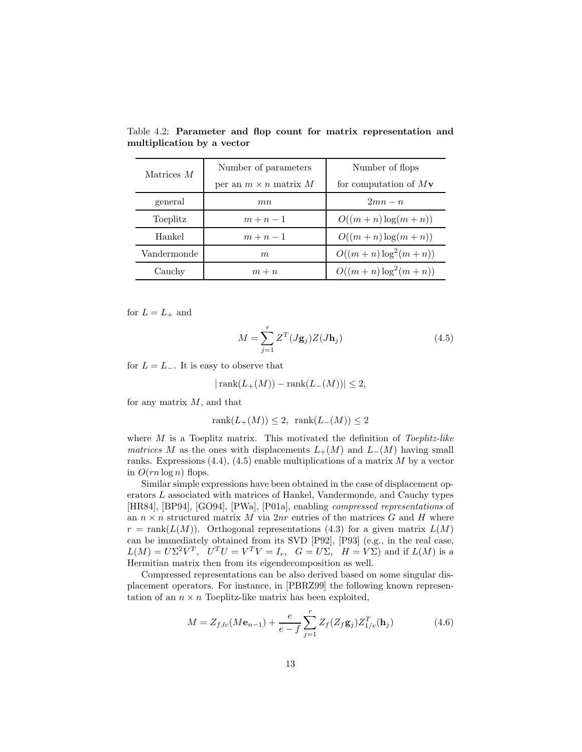Table 4.2: **Parameter and flop count for matrix representation and multiplication by a vector**

| Matrices $M$ | Number of parameters per an $m \times n$ matrix $M$ | Number of flops for computation of $M\mathbf{v}$ |
|---|---|---|
| general | $mn$ | $2mn - n$ |
| Toeplitz | $m + n - 1$ | $O((m+n)\log(m+n))$ |
| Hankel | $m + n - 1$ | $O((m+n)\log(m+n))$ |
| Vandermonde | $m$ | $O((m+n)\log^2(m+n))$ |
| Cauchy | $m + n$ | $O((m+n)\log^2(m+n))$ |

for $L = L_+$ and

$$M = \sum_{j=1}^{r} Z^T(J\mathbf{g}_j)Z(J\mathbf{h}_j) \tag{4.5}$$

for $L = L_-$. It is easy to observe that

$$|\operatorname{rank}(L_+(M)) - \operatorname{rank}(L_-(M))| \leq 2,$$

for any matrix $M$, and that

$$\operatorname{rank}(L_+(M)) \leq 2, \ \operatorname{rank}(L_-(M)) \leq 2$$

where $M$ is a Toeplitz matrix. This motivated the definition of *Toeplitz-like matrices* $M$ as the ones with displacements $L_+(M)$ and $L_-(M)$ having small ranks. Expressions (4.4), (4.5) enable multiplications of a matrix $M$ by a vector in $O(rn \log n)$ flops.

Similar simple expressions have been obtained in the case of displacement operators $L$ associated with matrices of Hankel, Vandermonde, and Cauchy types [HR84], [BP94], [GO94], [PWa], [P01a], enabling *compressed representations* of an $n \times n$ structured matrix $M$ via $2nr$ entries of the matrices $G$ and $H$ where $r = \operatorname{rank}(L(M))$. Orthogonal representations (4.3) for a given matrix $L(M)$ can be immediately obtained from its SVD [P92], [P93] (e.g., in the real case, $L(M) = U\Sigma^2V^T$, $U^TU = V^TV = I_r$, $G = U\Sigma$, $H = V\Sigma$) and if $L(M)$ is a Hermitian matrix then from its eigendecomposition as well.

Compressed representations can be also derived based on some singular displacement operators. For instance, in [PBRZ99] the following known representation of an $n \times n$ Toeplitz-like matrix has been exploited,

$$M = Z_{f,lc}(M\mathbf{e}_{n-1}) + \frac{e}{e-f}\sum_{j=1}^{r} Z_f(Z_f\mathbf{g}_j)Z^T_{1/e}(\mathbf{h}_j) \tag{4.6}$$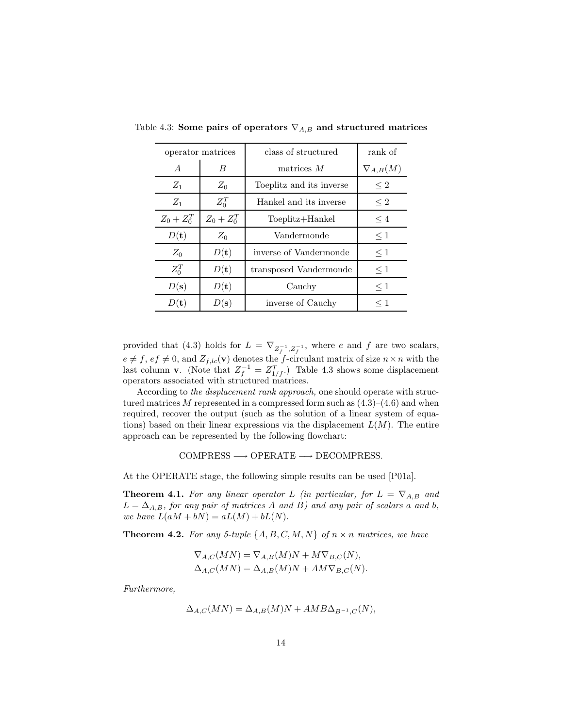Table 4.3: **Some pairs of operators $\nabla_{A,B}$ and structured matrices**

| operator matrices | | class of structured | rank of |
|---|---|---|---|
| $A$ | $B$ | matrices $M$ | $\nabla_{A,B}(M)$ |
| $Z_1$ | $Z_0$ | Toeplitz and its inverse | $\leq 2$ |
| $Z_1$ | $Z_0^T$ | Hankel and its inverse | $\leq 2$ |
| $Z_0 + Z_0^T$ | $Z_0 + Z_0^T$ | Toeplitz+Hankel | $\leq 4$ |
| $D(\mathbf{t})$ | $Z_0$ | Vandermonde | $\leq 1$ |
| $Z_0$ | $D(\mathbf{t})$ | inverse of Vandermonde | $\leq 1$ |
| $Z_0^T$ | $D(\mathbf{t})$ | transposed Vandermonde | $\leq 1$ |
| $D(\mathbf{s})$ | $D(\mathbf{t})$ | Cauchy | $\leq 1$ |
| $D(\mathbf{t})$ | $D(\mathbf{s})$ | inverse of Cauchy | $\leq 1$ |

provided that (4.3) holds for $L = \nabla_{Z_f^{-1}, Z_f^{-1}}$, where $e$ and $f$ are two scalars, $e \neq f$, $ef \neq 0$, and $Z_{f,lc}(\mathbf{v})$ denotes the $f$-circulant matrix of size $n \times n$ with the last column $\mathbf{v}$. (Note that $Z_f^{-1} = Z_{1/f}^T$.) Table 4.3 shows some displacement operators associated with structured matrices.

According to *the displacement rank approach,* one should operate with structured matrices $M$ represented in a compressed form such as (4.3)–(4.6) and when required, recover the output (such as the solution of a linear system of equations) based on their linear expressions via the displacement $L(M)$. The entire approach can be represented by the following flowchart:

$$\text{COMPRESS} \longrightarrow \text{OPERATE} \longrightarrow \text{DECOMPRESS}.$$

At the OPERATE stage, the following simple results can be used [P01a].

**Theorem 4.1.** *For any linear operator $L$ (in particular, for $L = \nabla_{A,B}$ and $L = \Delta_{A,B}$, for any pair of matrices $A$ and $B$) and any pair of scalars $a$ and $b$, we have $L(aM + bN) = aL(M) + bL(N)$.*

**Theorem 4.2.** *For any 5-tuple $\{A, B, C, M, N\}$ of $n \times n$ matrices, we have*

$$\nabla_{A,C}(MN) = \nabla_{A,B}(M)N + M\nabla_{B,C}(N),$$
$$\Delta_{A,C}(MN) = \Delta_{A,B}(M)N + AM\nabla_{B,C}(N).$$

*Furthermore,*

$$\Delta_{A,C}(MN) = \Delta_{A,B}(M)N + AMB\Delta_{B^{-1},C}(N),$$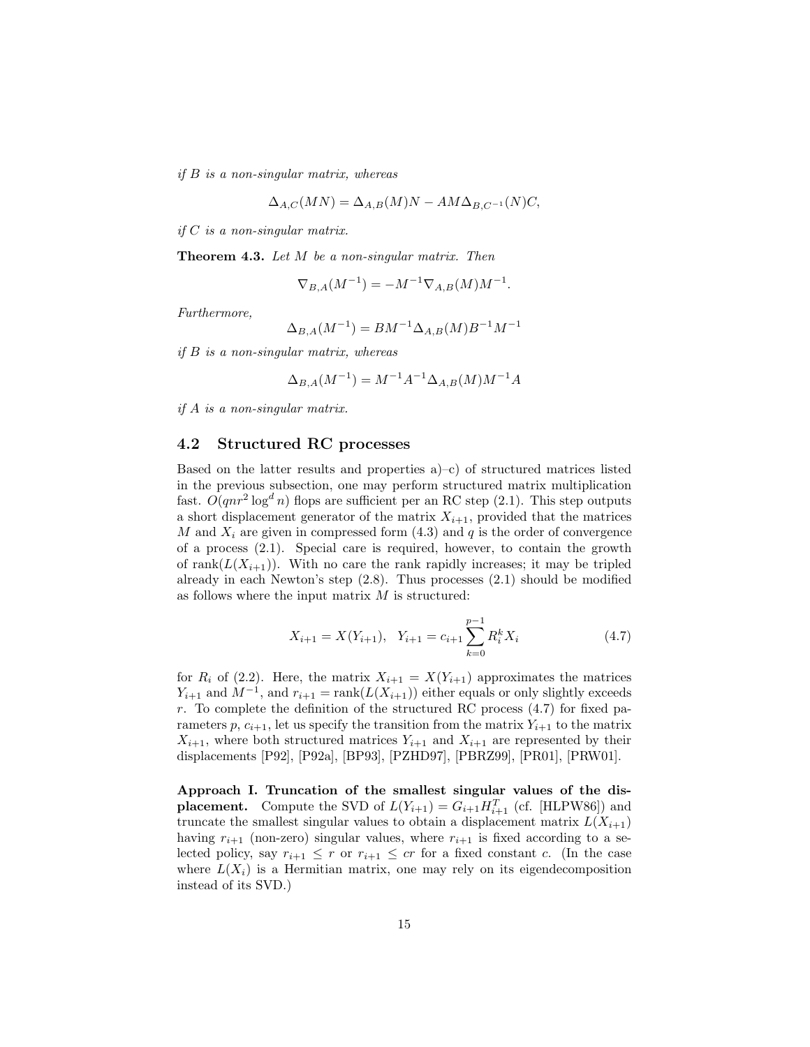*if $B$ is a non-singular matrix, whereas*

$$\Delta_{A,C}(MN) = \Delta_{A,B}(M)N - AM\Delta_{B,C^{-1}}(N)C,$$

*if $C$ is a non-singular matrix.*

**Theorem 4.3.** *Let $M$ be a non-singular matrix. Then*

$$\nabla_{B,A}(M^{-1}) = -M^{-1}\nabla_{A,B}(M)M^{-1}.$$

*Furthermore,*

$$\Delta_{B,A}(M^{-1}) = BM^{-1}\Delta_{A,B}(M)B^{-1}M^{-1}$$

*if $B$ is a non-singular matrix, whereas*

$$\Delta_{B,A}(M^{-1}) = M^{-1}A^{-1}\Delta_{A,B}(M)M^{-1}A$$

*if $A$ is a non-singular matrix.*

## 4.2 Structured RC processes

Based on the latter results and properties a)–c) of structured matrices listed in the previous subsection, one may perform structured matrix multiplication fast. $O(qnr^2 \log^d n)$ flops are sufficient per an RC step (2.1). This step outputs a short displacement generator of the matrix $X_{i+1}$, provided that the matrices $M$ and $X_i$ are given in compressed form (4.3) and $q$ is the order of convergence of a process (2.1). Special care is required, however, to contain the growth of $\text{rank}(L(X_{i+1}))$. With no care the rank rapidly increases; it may be tripled already in each Newton's step (2.8). Thus processes (2.1) should be modified as follows where the input matrix $M$ is structured:

$$X_{i+1} = X(Y_{i+1}), \quad Y_{i+1} = c_{i+1} \sum_{k=0}^{p-1} R_i^k X_i \tag{4.7}$$

for $R_i$ of (2.2). Here, the matrix $X_{i+1} = X(Y_{i+1})$ approximates the matrices $Y_{i+1}$ and $M^{-1}$, and $r_{i+1} = \text{rank}(L(X_{i+1}))$ either equals or only slightly exceeds $r$. To complete the definition of the structured RC process (4.7) for fixed parameters $p$, $c_{i+1}$, let us specify the transition from the matrix $Y_{i+1}$ to the matrix $X_{i+1}$, where both structured matrices $Y_{i+1}$ and $X_{i+1}$ are represented by their displacements [P92], [P92a], [BP93], [PZHD97], [PBRZ99], [PR01], [PRW01].

**Approach I. Truncation of the smallest singular values of the displacement.** Compute the SVD of $L(Y_{i+1}) = G_{i+1}H_{i+1}^T$ (cf. [HLPW86]) and truncate the smallest singular values to obtain a displacement matrix $L(X_{i+1})$ having $r_{i+1}$ (non-zero) singular values, where $r_{i+1}$ is fixed according to a selected policy, say $r_{i+1} \leq r$ or $r_{i+1} \leq cr$ for a fixed constant $c$. (In the case where $L(X_i)$ is a Hermitian matrix, one may rely on its eigendecomposition instead of its SVD.)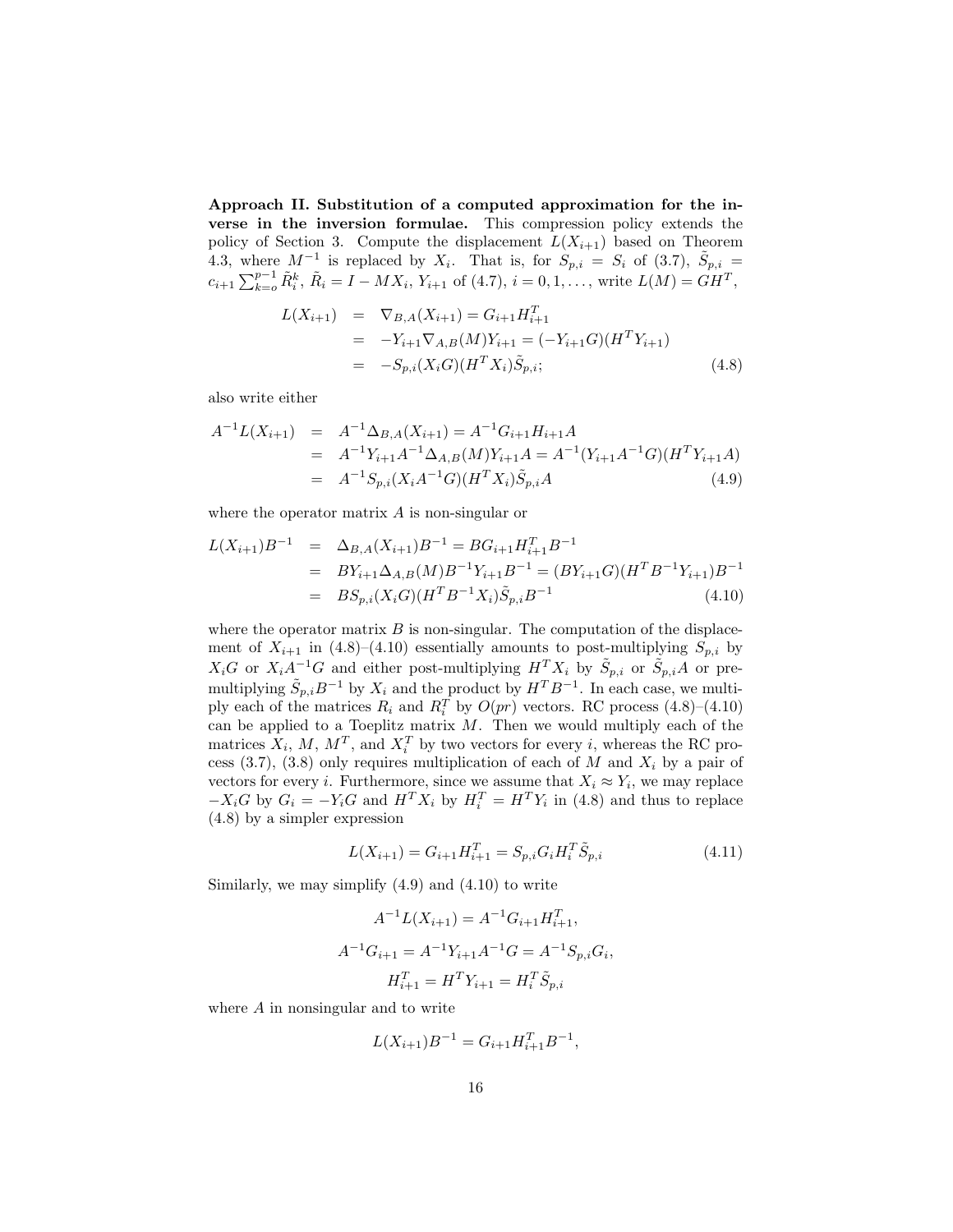**Approach II. Substitution of a computed approximation for the inverse in the inversion formulae.** This compression policy extends the policy of Section 3. Compute the displacement $L(X_{i+1})$ based on Theorem 4.3, where $M^{-1}$ is replaced by $X_i$. That is, for $S_{p,i} = S_i$ of (3.7), $\tilde{S}_{p,i} = c_{i+1} \sum_{k=o}^{p-1} \tilde{R}_i^k$, $\tilde{R}_i = I - MX_i$, $Y_{i+1}$ of (4.7), $i = 0, 1, \dots$, write $L(M) = GH^T$,

$$
\begin{aligned}
L(X_{i+1}) &= \nabla_{B,A}(X_{i+1}) = G_{i+1} H_{i+1}^T \\
&= -Y_{i+1} \nabla_{A,B}(M) Y_{i+1} = (-Y_{i+1} G)(H^T Y_{i+1}) \\
&= -S_{p,i}(X_i G)(H^T X_i) \tilde{S}_{p,i};
\end{aligned}
\tag{4.8}
$$

also write either

$$
\begin{aligned}
A^{-1} L(X_{i+1}) &= A^{-1} \Delta_{B,A}(X_{i+1}) = A^{-1} G_{i+1} H_{i+1} A \\
&= A^{-1} Y_{i+1} A^{-1} \Delta_{A,B}(M) Y_{i+1} A = A^{-1}(Y_{i+1} A^{-1} G)(H^T Y_{i+1} A) \\
&= A^{-1} S_{p,i}(X_i A^{-1} G)(H^T X_i) \tilde{S}_{p,i} A
\end{aligned}
\tag{4.9}
$$

where the operator matrix $A$ is non-singular or

$$
\begin{aligned}
L(X_{i+1}) B^{-1} &= \Delta_{B,A}(X_{i+1}) B^{-1} = B G_{i+1} H_{i+1}^T B^{-1} \\
&= B Y_{i+1} \Delta_{A,B}(M) B^{-1} Y_{i+1} B^{-1} = (B Y_{i+1} G)(H^T B^{-1} Y_{i+1}) B^{-1} \\
&= B S_{p,i}(X_i G)(H^T B^{-1} X_i) \tilde{S}_{p,i} B^{-1}
\end{aligned}
\tag{4.10}
$$

where the operator matrix $B$ is non-singular. The computation of the displacement of $X_{i+1}$ in (4.8)–(4.10) essentially amounts to post-multiplying $S_{p,i}$ by $X_i G$ or $X_i A^{-1} G$ and either post-multiplying $H^T X_i$ by $\tilde{S}_{p,i}$ or $\tilde{S}_{p,i} A$ or pre-multiplying $\tilde{S}_{p,i} B^{-1}$ by $X_i$ and the product by $H^T B^{-1}$. In each case, we multiply each of the matrices $R_i$ and $R_i^T$ by $O(pr)$ vectors. RC process (4.8)–(4.10) can be applied to a Toeplitz matrix $M$. Then we would multiply each of the matrices $X_i$, $M$, $M^T$, and $X_i^T$ by two vectors for every $i$, whereas the RC process (3.7), (3.8) only requires multiplication of each of $M$ and $X_i$ by a pair of vectors for every $i$. Furthermore, since we assume that $X_i \approx Y_i$, we may replace $-X_i G$ by $G_i = -Y_i G$ and $H^T X_i$ by $H_i^T = H^T Y_i$ in (4.8) and thus to replace (4.8) by a simpler expression

$$
L(X_{i+1}) = G_{i+1} H_{i+1}^T = S_{p,i} G_i H_i^T \tilde{S}_{p,i}
\tag{4.11}
$$

Similarly, we may simplify (4.9) and (4.10) to write

$$
A^{-1} L(X_{i+1}) = A^{-1} G_{i+1} H_{i+1}^T,
$$

$$
A^{-1} G_{i+1} = A^{-1} Y_{i+1} A^{-1} G = A^{-1} S_{p,i} G_i,
$$

$$
H_{i+1}^T = H^T Y_{i+1} = H_i^T \tilde{S}_{p,i}
$$

where $A$ in nonsingular and to write

$$
L(X_{i+1}) B^{-1} = G_{i+1} H_{i+1}^T B^{-1},
$$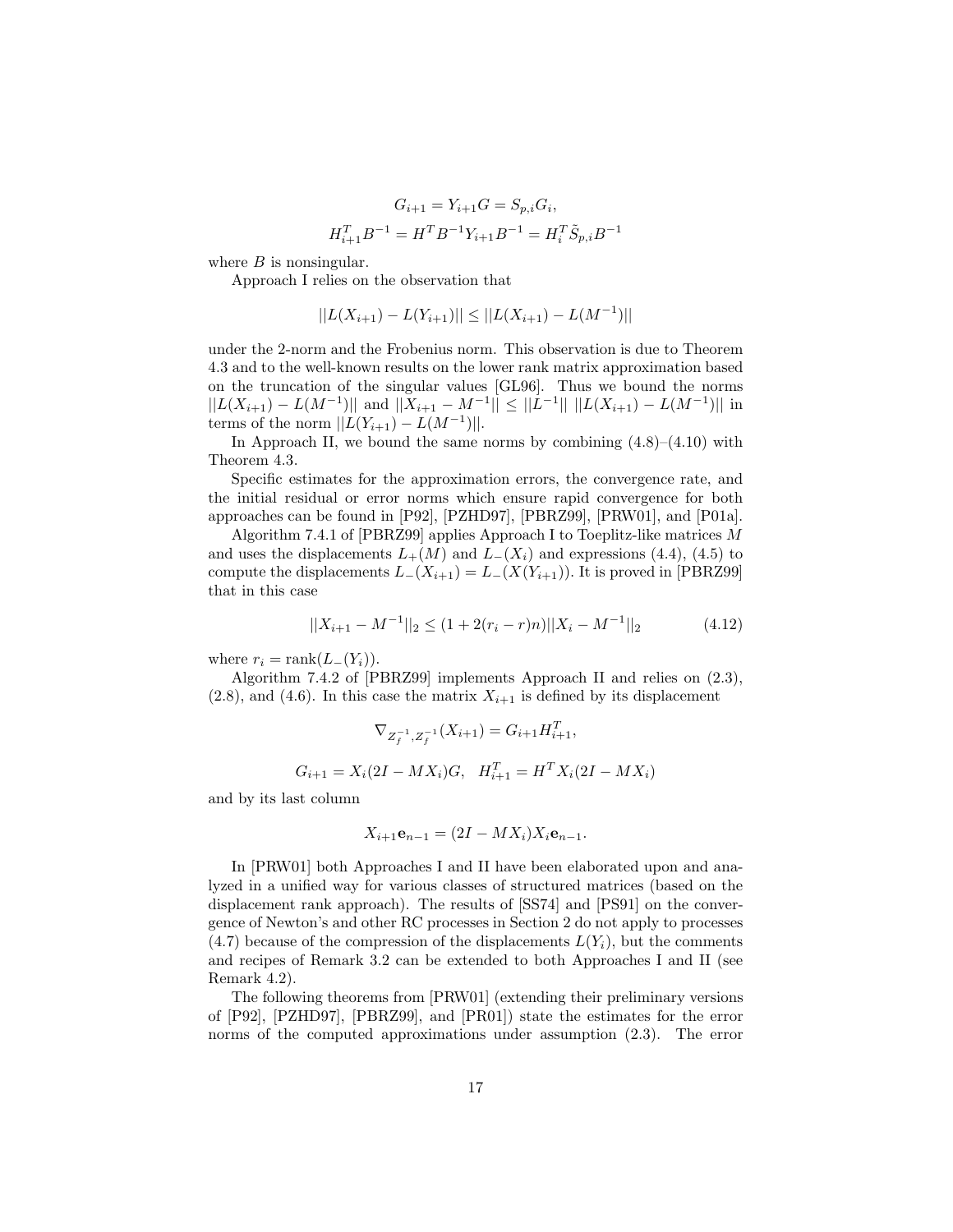$$G_{i+1} = Y_{i+1}G = S_{p,i}G_i,$$

$$H_{i+1}^T B^{-1} = H^T B^{-1} Y_{i+1} B^{-1} = H_i^T \tilde{S}_{p,i} B^{-1}$$

where $B$ is nonsingular.

Approach I relies on the observation that

$$||L(X_{i+1}) - L(Y_{i+1})|| \leq ||L(X_{i+1}) - L(M^{-1})||$$

under the 2-norm and the Frobenius norm. This observation is due to Theorem 4.3 and to the well-known results on the lower rank matrix approximation based on the truncation of the singular values [GL96]. Thus we bound the norms $||L(X_{i+1}) - L(M^{-1})||$ and $||X_{i+1} - M^{-1}|| \leq ||L^{-1}||\ ||L(X_{i+1}) - L(M^{-1})||$ in terms of the norm $||L(Y_{i+1}) - L(M^{-1})||$.

In Approach II, we bound the same norms by combining (4.8)–(4.10) with Theorem 4.3.

Specific estimates for the approximation errors, the convergence rate, and the initial residual or error norms which ensure rapid convergence for both approaches can be found in [P92], [PZHD97], [PBRZ99], [PRW01], and [P01a].

Algorithm 7.4.1 of [PBRZ99] applies Approach I to Toeplitz-like matrices $M$ and uses the displacements $L_+(M)$ and $L_-(X_i)$ and expressions (4.4), (4.5) to compute the displacements $L_-(X_{i+1}) = L_-(X(Y_{i+1}))$. It is proved in [PBRZ99] that in this case

$$||X_{i+1} - M^{-1}||_2 \leq (1 + 2(r_i - r)n)||X_i - M^{-1}||_2 \tag{4.12}$$

where $r_i = \text{rank}(L_-(Y_i))$.

Algorithm 7.4.2 of [PBRZ99] implements Approach II and relies on (2.3), (2.8), and (4.6). In this case the matrix $X_{i+1}$ is defined by its displacement

$$\nabla_{Z_f^{-1}, Z_f^{-1}}(X_{i+1}) = G_{i+1}H_{i+1}^T,$$

$$G_{i+1} = X_i(2I - MX_i)G, \quad H_{i+1}^T = H^T X_i(2I - MX_i)$$

and by its last column

$$X_{i+1}\mathbf{e}_{n-1} = (2I - MX_i)X_i\mathbf{e}_{n-1}.$$

In [PRW01] both Approaches I and II have been elaborated upon and analyzed in a unified way for various classes of structured matrices (based on the displacement rank approach). The results of [SS74] and [PS91] on the convergence of Newton's and other RC processes in Section 2 do not apply to processes (4.7) because of the compression of the displacements $L(Y_i)$, but the comments and recipes of Remark 3.2 can be extended to both Approaches I and II (see Remark 4.2).

The following theorems from [PRW01] (extending their preliminary versions of [P92], [PZHD97], [PBRZ99], and [PR01]) state the estimates for the error norms of the computed approximations under assumption (2.3). The error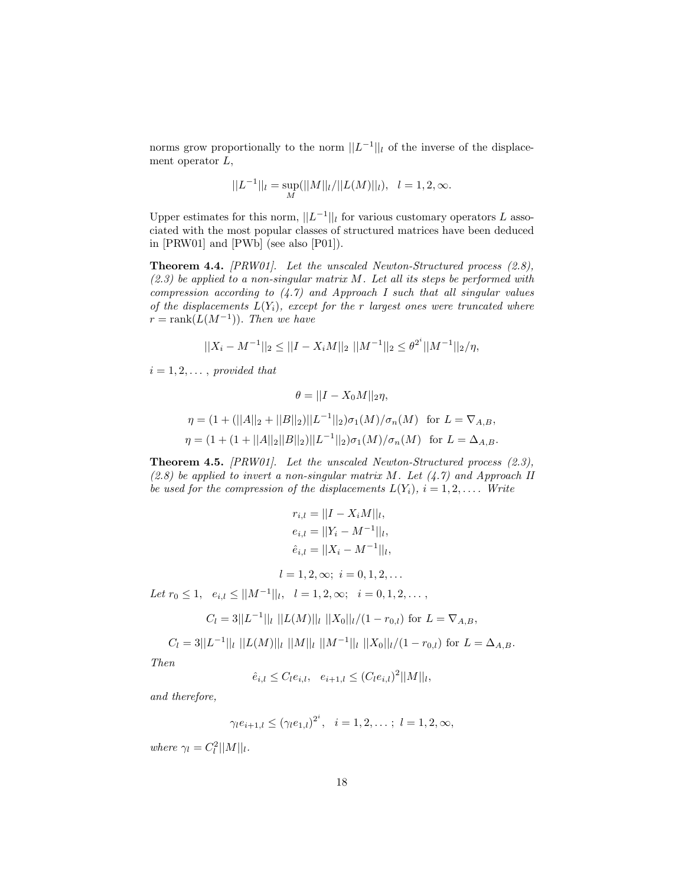norms grow proportionally to the norm $||L^{-1}||_l$ of the inverse of the displacement operator $L$,

$$||L^{-1}||_l = \sup_M (||M||_l / ||L(M)||_l), \quad l = 1, 2, \infty.$$

Upper estimates for this norm, $||L^{-1}||_l$ for various customary operators $L$ associated with the most popular classes of structured matrices have been deduced in [PRW01] and [PWb] (see also [P01]).

**Theorem 4.4.** *[PRW01]. Let the unscaled Newton-Structured process (2.8), (2.3) be applied to a non-singular matrix $M$. Let all its steps be performed with compression according to (4.7) and Approach I such that all singular values of the displacements $L(Y_i)$, except for the $r$ largest ones were truncated where $r = \operatorname{rank}(L(M^{-1}))$. Then we have*

$$||X_i - M^{-1}||_2 \leq ||I - X_i M||_2 \; ||M^{-1}||_2 \leq \theta^{2^i} ||M^{-1}||_2 / \eta,$$

*$i = 1, 2, \dots$, provided that*

$$\theta = ||I - X_0 M||_2 \eta,$$

$$\eta = (1 + (||A||_2 + ||B||_2)||L^{-1}||_2)\sigma_1(M)/\sigma_n(M) \quad \text{for } L = \nabla_{A,B},$$

$$\eta = (1 + (1 + ||A||_2 ||B||_2)||L^{-1}||_2)\sigma_1(M)/\sigma_n(M) \quad \text{for } L = \Delta_{A,B}.$$

**Theorem 4.5.** *[PRW01]. Let the unscaled Newton-Structured process (2.3), (2.8) be applied to invert a non-singular matrix $M$. Let (4.7) and Approach II be used for the compression of the displacements $L(Y_i)$, $i = 1, 2, \dots$. Write*

$$r_{i,l} = ||I - X_i M||_l,$$
$$e_{i,l} = ||Y_i - M^{-1}||_l,$$
$$\hat{e}_{i,l} = ||X_i - M^{-1}||_l,$$

$$l = 1, 2, \infty; \; i = 0, 1, 2, \dots$$

*Let* $r_0 \leq 1, \quad e_{i,l} \leq ||M^{-1}||_l, \quad l = 1, 2, \infty; \quad i = 0, 1, 2, \dots,$

$$C_l = 3||L^{-1}||_l \; ||L(M)||_l \; ||X_0||_l / (1 - r_{0,l}) \text{ for } L = \nabla_{A,B},$$

$$C_l = 3||L^{-1}||_l \; ||L(M)||_l \; ||M||_l \; ||M^{-1}||_l \; ||X_0||_l / (1 - r_{0,l}) \text{ for } L = \Delta_{A,B}.$$

*Then*

$$\hat{e}_{i,l} \leq C_l e_{i,l}, \quad e_{i+1,l} \leq (C_l e_{i,l})^2 ||M||_l,$$

*and therefore,*

$$\gamma_l e_{i+1,l} \leq (\gamma_l e_{1,l})^{2^i}, \quad i = 1, 2, \dots; \; l = 1, 2, \infty,$$

*where* $\gamma_l = C_l^2 ||M||_l$.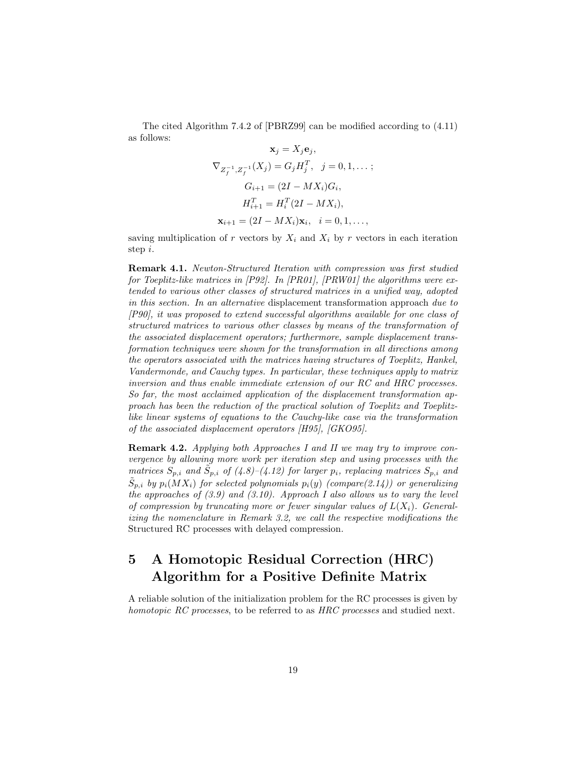The cited Algorithm 7.4.2 of [PBRZ99] can be modified according to (4.11) as follows:

$$\mathbf{x}_j = X_j \mathbf{e}_j,$$

$$\nabla_{Z_f^{-1}, Z_f^{-1}}(X_j) = G_j H_j^T, \quad j = 0, 1, \dots ;$$

$$G_{i+1} = (2I - MX_i) G_i,$$

$$H_{i+1}^T = H_i^T (2I - MX_i),$$

$$\mathbf{x}_{i+1} = (2I - MX_i)\mathbf{x}_i, \quad i = 0, 1, \dots,$$

saving multiplication of $r$ vectors by $X_i$ and $X_i$ by $r$ vectors in each iteration step $i$.

**Remark 4.1.** *Newton-Structured Iteration with compression was first studied for Toeplitz-like matrices in [P92]. In [PR01], [PRW01] the algorithms were extended to various other classes of structured matrices in a unified way, adopted in this section. In an alternative* displacement transformation approach *due to [P90], it was proposed to extend successful algorithms available for one class of structured matrices to various other classes by means of the transformation of the associated displacement operators; furthermore, sample displacement transformation techniques were shown for the transformation in all directions among the operators associated with the matrices having structures of Toeplitz, Hankel, Vandermonde, and Cauchy types. In particular, these techniques apply to matrix inversion and thus enable immediate extension of our RC and HRC processes. So far, the most acclaimed application of the displacement transformation approach has been the reduction of the practical solution of Toeplitz and Toeplitz-like linear systems of equations to the Cauchy-like case via the transformation of the associated displacement operators [H95], [GKO95].*

**Remark 4.2.** *Applying both Approaches I and II we may try to improve convergence by allowing more work per iteration step and using processes with the matrices $S_{p,i}$ and $\tilde{S}_{p,i}$ of (4.8)–(4.12) for larger $p_i$, replacing matrices $S_{p,i}$ and $\tilde{S}_{p,i}$ by $p_i(MX_i)$ for selected polynomials $p_i(y)$ (compare(2.14)) or generalizing the approaches of (3.9) and (3.10). Approach I also allows us to vary the level of compression by truncating more or fewer singular values of $L(X_i)$. Generalizing the nomenclature in Remark 3.2, we call the respective modifications the* Structured RC processes with delayed compression*.*

# 5 A Homotopic Residual Correction (HRC) Algorithm for a Positive Definite Matrix

A reliable solution of the initialization problem for the RC processes is given by *homotopic RC processes*, to be referred to as *HRC processes* and studied next.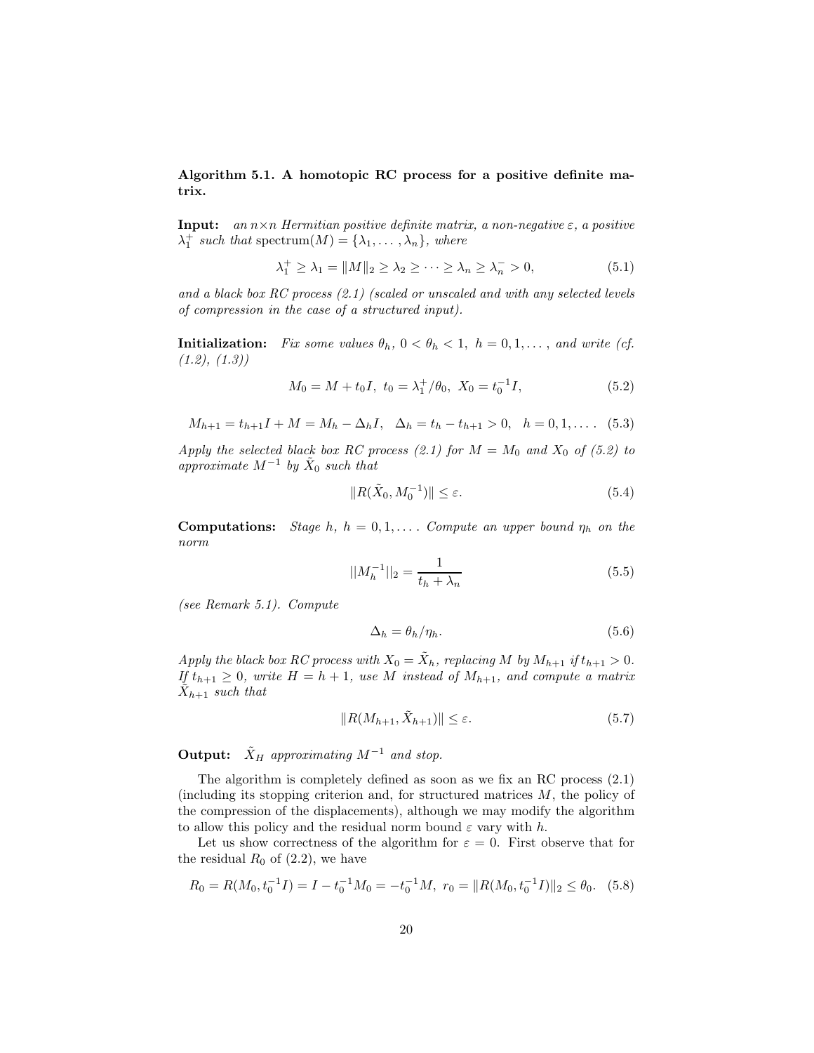**Algorithm 5.1. A homotopic RC process for a positive definite matrix.**

**Input:** *an* $n \times n$ *Hermitian positive definite matrix, a non-negative* $\varepsilon$*, a positive* $\lambda_1^+$ *such that* $\text{spectrum}(M) = \{\lambda_1, \dots, \lambda_n\}$*, where*

$$\lambda_1^+ \geq \lambda_1 = \|M\|_2 \geq \lambda_2 \geq \cdots \geq \lambda_n \geq \lambda_n^- > 0, \tag{5.1}$$

*and a black box RC process (2.1) (scaled or unscaled and with any selected levels of compression in the case of a structured input).*

**Initialization:** *Fix some values* $\theta_h$, $0 < \theta_h < 1$, $h = 0, 1, \dots,$ *and write (cf. (1.2), (1.3))*

$$M_0 = M + t_0 I, \ t_0 = \lambda_1^+/\theta_0, \ X_0 = t_0^{-1} I, \tag{5.2}$$

$$M_{h+1} = t_{h+1} I + M = M_h - \Delta_h I, \quad \Delta_h = t_h - t_{h+1} > 0, \quad h = 0, 1, \dots. \tag{5.3}$$

*Apply the selected black box RC process (2.1) for* $M = M_0$ *and* $X_0$ *of (5.2) to approximate* $M^{-1}$ *by* $\tilde{X}_0$ *such that*

$$\|R(\tilde{X}_0, M_0^{-1})\| \leq \varepsilon. \tag{5.4}$$

**Computations:** *Stage* $h$, $h = 0, 1, \dots.$ *Compute an upper bound* $\eta_h$ *on the norm*

$$||M_h^{-1}||_2 = \frac{1}{t_h + \lambda_n} \tag{5.5}$$

*(see Remark 5.1). Compute*

$$\Delta_h = \theta_h / \eta_h. \tag{5.6}$$

*Apply the black box RC process with* $X_0 = \tilde{X}_h$*, replacing* $M$ *by* $M_{h+1}$ *if* $t_{h+1} > 0$*. If* $t_{h+1} \geq 0$*, write* $H = h + 1$*, use* $M$ *instead of* $M_{h+1}$*, and compute a matrix* $\tilde{X}_{h+1}$ *such that*

$$\|R(M_{h+1}, \tilde{X}_{h+1})\| \leq \varepsilon. \tag{5.7}$$

**Output:** $\tilde{X}_H$ *approximating* $M^{-1}$ *and stop.*

The algorithm is completely defined as soon as we fix an RC process (2.1) (including its stopping criterion and, for structured matrices $M$, the policy of the compression of the displacements), although we may modify the algorithm to allow this policy and the residual norm bound $\varepsilon$ vary with $h$.

Let us show correctness of the algorithm for $\varepsilon = 0$. First observe that for the residual $R_0$ of (2.2), we have

$$R_0 = R(M_0, t_0^{-1} I) = I - t_0^{-1} M_0 = -t_0^{-1} M, \ r_0 = \|R(M_0, t_0^{-1} I)\|_2 \leq \theta_0. \tag{5.8}$$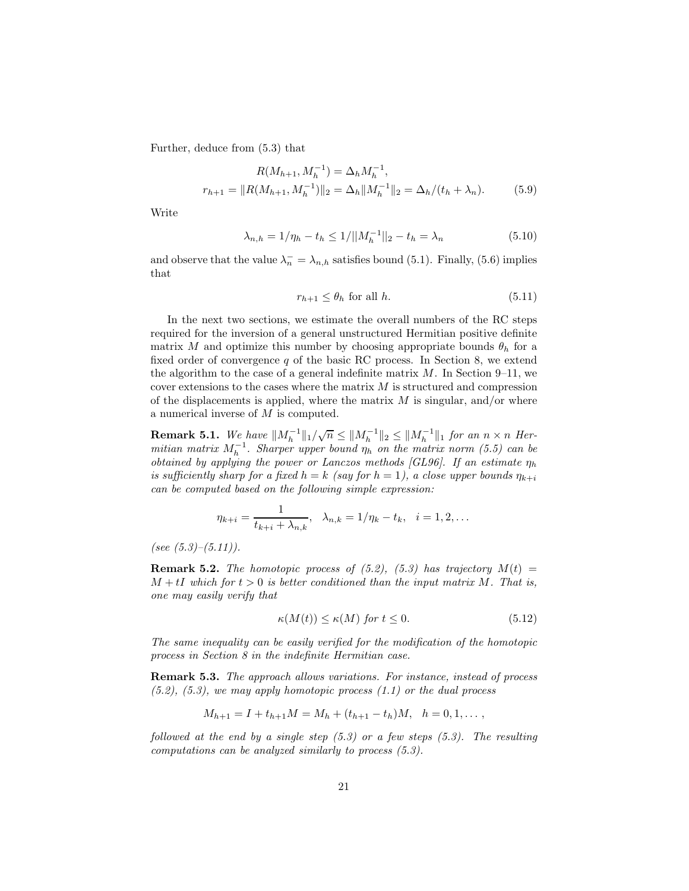Further, deduce from (5.3) that

$$R(M_{h+1}, M_h^{-1}) = \Delta_h M_h^{-1},$$
$$r_{h+1} = \|R(M_{h+1}, M_h^{-1})\|_2 = \Delta_h \|M_h^{-1}\|_2 = \Delta_h/(t_h + \lambda_n). \tag{5.9}$$

Write

$$\lambda_{n,h} = 1/\eta_h - t_h \leq 1/||M_h^{-1}||_2 - t_h = \lambda_n \tag{5.10}$$

and observe that the value $\lambda_n^- = \lambda_{n,h}$ satisfies bound (5.1). Finally, (5.6) implies that

$$r_{h+1} \leq \theta_h \text{ for all } h. \tag{5.11}$$

In the next two sections, we estimate the overall numbers of the RC steps required for the inversion of a general unstructured Hermitian positive definite matrix $M$ and optimize this number by choosing appropriate bounds $\theta_h$ for a fixed order of convergence $q$ of the basic RC process. In Section 8, we extend the algorithm to the case of a general indefinite matrix $M$. In Section 9–11, we cover extensions to the cases where the matrix $M$ is structured and compression of the displacements is applied, where the matrix $M$ is singular, and/or where a numerical inverse of $M$ is computed.

**Remark 5.1.** *We have $\|M_h^{-1}\|_1/\sqrt{n} \leq \|M_h^{-1}\|_2 \leq \|M_h^{-1}\|_1$ for an $n \times n$ Hermitian matrix $M_h^{-1}$. Sharper upper bound $\eta_h$ on the matrix norm (5.5) can be obtained by applying the power or Lanczos methods [GL96]. If an estimate $\eta_h$ is sufficiently sharp for a fixed $h = k$ (say for $h = 1$), a close upper bounds $\eta_{k+i}$ can be computed based on the following simple expression:*

$$\eta_{k+i} = \frac{1}{t_{k+i} + \lambda_{n,k}}, \quad \lambda_{n,k} = 1/\eta_k - t_k, \quad i = 1, 2, \ldots$$

*(see (5.3)–(5.11)).*

**Remark 5.2.** *The homotopic process of (5.2), (5.3) has trajectory $M(t) = M + tI$ which for $t > 0$ is better conditioned than the input matrix $M$. That is, one may easily verify that*

$$\kappa(M(t)) \leq \kappa(M) \text{ for } t \leq 0. \tag{5.12}$$

*The same inequality can be easily verified for the modification of the homotopic process in Section 8 in the indefinite Hermitian case.*

**Remark 5.3.** *The approach allows variations. For instance, instead of process (5.2), (5.3), we may apply homotopic process (1.1) or the dual process*

$$M_{h+1} = I + t_{h+1}M = M_h + (t_{h+1} - t_h)M, \quad h = 0, 1, \ldots,$$

*followed at the end by a single step (5.3) or a few steps (5.3). The resulting computations can be analyzed similarly to process (5.3).*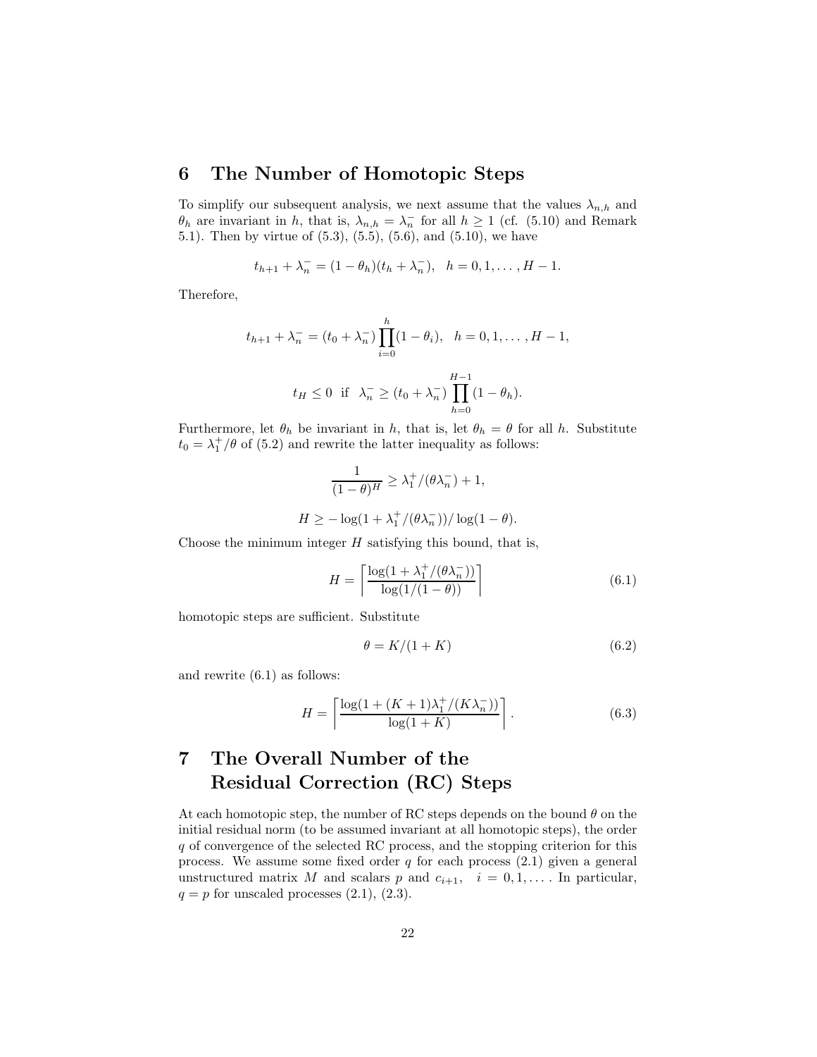## 6 The Number of Homotopic Steps

To simplify our subsequent analysis, we next assume that the values $\lambda_{n,h}$ and $\theta_h$ are invariant in $h$, that is, $\lambda_{n,h} = \lambda_n^-$ for all $h \geq 1$ (cf. (5.10) and Remark 5.1). Then by virtue of (5.3), (5.5), (5.6), and (5.10), we have

$$t_{h+1} + \lambda_n^- = (1 - \theta_h)(t_h + \lambda_n^-), \quad h = 0, 1, \ldots, H - 1.$$

Therefore,

$$t_{h+1} + \lambda_n^- = (t_0 + \lambda_n^-) \prod_{i=0}^{h} (1 - \theta_i), \quad h = 0, 1, \ldots, H - 1,$$

$$t_H \leq 0 \ \text{ if } \ \lambda_n^- \geq (t_0 + \lambda_n^-) \prod_{h=0}^{H-1} (1 - \theta_h).$$

Furthermore, let $\theta_h$ be invariant in $h$, that is, let $\theta_h = \theta$ for all $h$. Substitute $t_0 = \lambda_1^+/\theta$ of (5.2) and rewrite the latter inequality as follows:

$$\frac{1}{(1-\theta)^H} \geq \lambda_1^+/(\theta \lambda_n^-) + 1,$$

$$H \geq -\log(1 + \lambda_1^+/(\theta \lambda_n^-))/\log(1 - \theta).$$

Choose the minimum integer $H$ satisfying this bound, that is,

$$H = \left\lceil \frac{\log(1 + \lambda_1^+/(\theta \lambda_n^-))}{\log(1/(1-\theta))} \right\rceil \tag{6.1}$$

homotopic steps are sufficient. Substitute

$$\theta = K/(1 + K) \tag{6.2}$$

and rewrite (6.1) as follows:

$$H = \left\lceil \frac{\log(1 + (K+1)\lambda_1^+/(K\lambda_n^-))}{\log(1 + K)} \right\rceil. \tag{6.3}$$

## 7 The Overall Number of the Residual Correction (RC) Steps

At each homotopic step, the number of RC steps depends on the bound $\theta$ on the initial residual norm (to be assumed invariant at all homotopic steps), the order $q$ of convergence of the selected RC process, and the stopping criterion for this process. We assume some fixed order $q$ for each process (2.1) given a general unstructured matrix $M$ and scalars $p$ and $c_{i+1}$, $i = 0, 1, \ldots$. In particular, $q = p$ for unscaled processes (2.1), (2.3).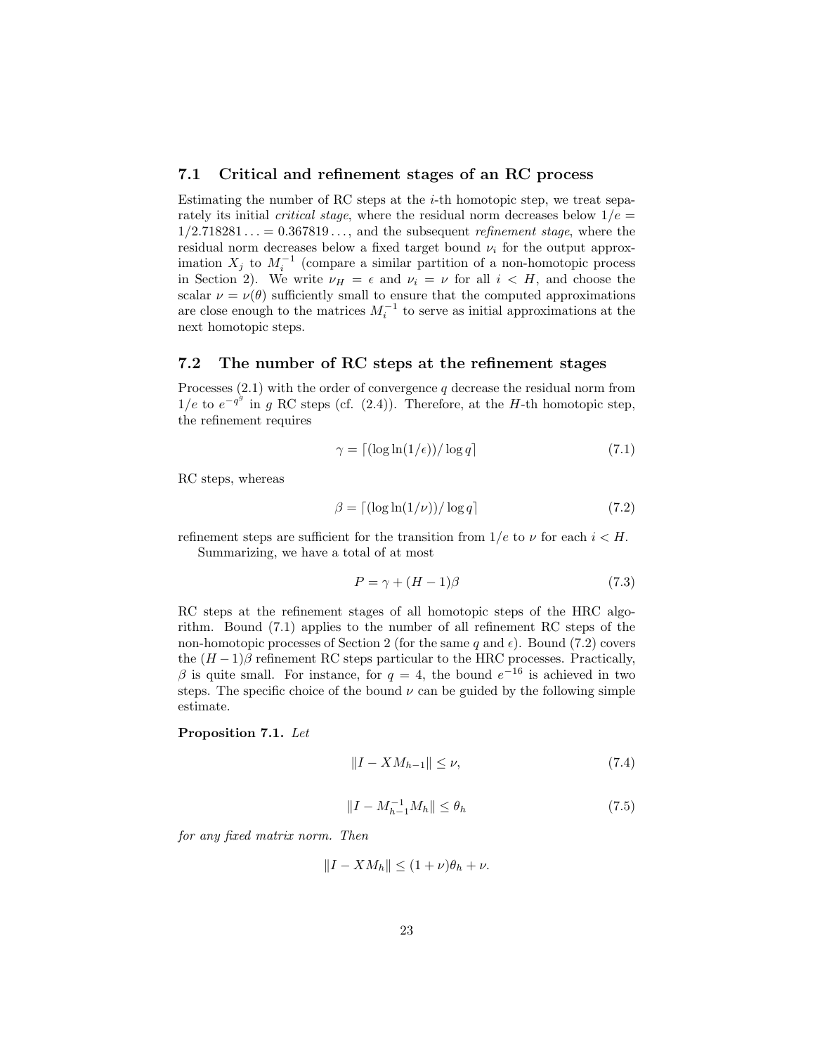### 7.1 Critical and refinement stages of an RC process

Estimating the number of RC steps at the $i$-th homotopic step, we treat separately its initial *critical stage*, where the residual norm decreases below $1/e = 1/2.718281\ldots = 0.367819\ldots$, and the subsequent *refinement stage*, where the residual norm decreases below a fixed target bound $\nu_i$ for the output approximation $X_j$ to $M_i^{-1}$ (compare a similar partition of a non-homotopic process in Section 2). We write $\nu_H = \epsilon$ and $\nu_i = \nu$ for all $i < H$, and choose the scalar $\nu = \nu(\theta)$ sufficiently small to ensure that the computed approximations are close enough to the matrices $M_i^{-1}$ to serve as initial approximations at the next homotopic steps.

### 7.2 The number of RC steps at the refinement stages

Processes (2.1) with the order of convergence $q$ decrease the residual norm from $1/e$ to $e^{-q^g}$ in $g$ RC steps (cf. (2.4)). Therefore, at the $H$-th homotopic step, the refinement requires

$$\gamma = \lceil (\log \ln(1/\epsilon))/\log q \rceil \tag{7.1}$$

RC steps, whereas

$$\beta = \lceil (\log \ln(1/\nu))/\log q \rceil \tag{7.2}$$

refinement steps are sufficient for the transition from $1/e$ to $\nu$ for each $i < H$.

Summarizing, we have a total of at most

$$P = \gamma + (H-1)\beta \tag{7.3}$$

RC steps at the refinement stages of all homotopic steps of the HRC algorithm. Bound (7.1) applies to the number of all refinement RC steps of the non-homotopic processes of Section 2 (for the same $q$ and $\epsilon$). Bound (7.2) covers the $(H-1)\beta$ refinement RC steps particular to the HRC processes. Practically, $\beta$ is quite small. For instance, for $q = 4$, the bound $e^{-16}$ is achieved in two steps. The specific choice of the bound $\nu$ can be guided by the following simple estimate.

**Proposition 7.1.** *Let*

$$\|I - XM_{h-1}\| \leq \nu, \tag{7.4}$$

$$\|I - M_{h-1}^{-1} M_h\| \leq \theta_h \tag{7.5}$$

*for any fixed matrix norm. Then*

$$\|I - XM_h\| \leq (1+\nu)\theta_h + \nu.$$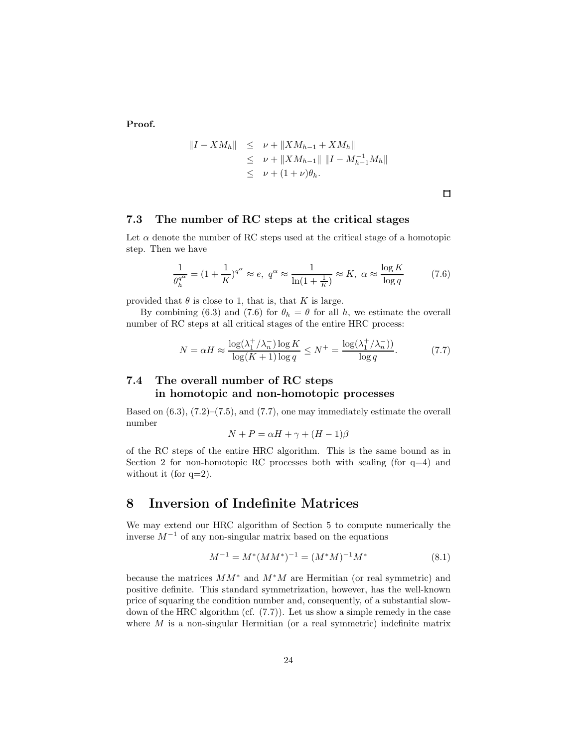**Proof.**

$$
\begin{aligned}
\|I - XM_h\| &\leq \nu + \|XM_{h-1} + XM_h\| \\
&\leq \nu + \|XM_{h-1}\| \, \|I - M_{h-1}^{-1}M_h\| \\
&\leq \nu + (1+\nu)\theta_h.
\end{aligned}
$$

□

### 7.3 The number of RC steps at the critical stages

Let $\alpha$ denote the number of RC steps used at the critical stage of a homotopic step. Then we have

$$
\frac{1}{\theta_h^{q^\alpha}} = (1 + \frac{1}{K})^{q^\alpha} \approx e, \; q^\alpha \approx \frac{1}{\ln(1+\frac{1}{K})} \approx K, \; \alpha \approx \frac{\log K}{\log q} \tag{7.6}
$$

provided that $\theta$ is close to 1, that is, that $K$ is large.

By combining (6.3) and (7.6) for $\theta_h = \theta$ for all $h$, we estimate the overall number of RC steps at all critical stages of the entire HRC process:

$$
N = \alpha H \approx \frac{\log(\lambda_1^+/\lambda_n^-)\log K}{\log(K+1)\log q} \leq N^+ = \frac{\log(\lambda_1^+/\lambda_n^-))}{\log q}. \tag{7.7}
$$

### 7.4 The overall number of RC steps in homotopic and non-homotopic processes

Based on (6.3), (7.2)–(7.5), and (7.7), one may immediately estimate the overall number

$$
N + P = \alpha H + \gamma + (H-1)\beta
$$

of the RC steps of the entire HRC algorithm. This is the same bound as in Section 2 for non-homotopic RC processes both with scaling (for q=4) and without it (for q=2).

## 8 Inversion of Indefinite Matrices

We may extend our HRC algorithm of Section 5 to compute numerically the inverse $M^{-1}$ of any non-singular matrix based on the equations

$$
M^{-1} = M^*(MM^*)^{-1} = (M^*M)^{-1}M^* \tag{8.1}
$$

because the matrices $MM^*$ and $M^*M$ are Hermitian (or real symmetric) and positive definite. This standard symmetrization, however, has the well-known price of squaring the condition number and, consequently, of a substantial slowdown of the HRC algorithm (cf. (7.7)). Let us show a simple remedy in the case where $M$ is a non-singular Hermitian (or a real symmetric) indefinite matrix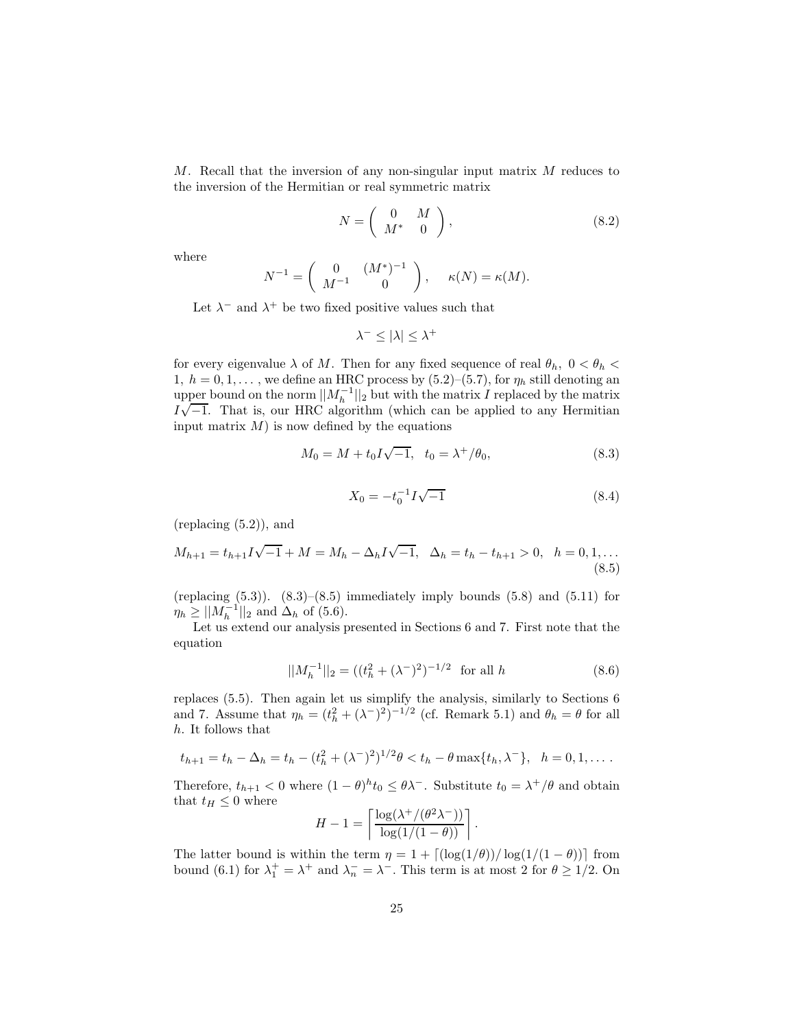$M$. Recall that the inversion of any non-singular input matrix $M$ reduces to the inversion of the Hermitian or real symmetric matrix

$$N = \begin{pmatrix} 0 & M \\ M^* & 0 \end{pmatrix}, \tag{8.2}$$

where

$$N^{-1} = \begin{pmatrix} 0 & (M^*)^{-1} \\ M^{-1} & 0 \end{pmatrix}, \quad \kappa(N) = \kappa(M).$$

Let $\lambda^-$ and $\lambda^+$ be two fixed positive values such that

$$\lambda^- \leq |\lambda| \leq \lambda^+$$

for every eigenvalue $\lambda$ of $M$. Then for any fixed sequence of real $\theta_h$, $0 < \theta_h < 1$, $h = 0, 1, \ldots$, we define an HRC process by (5.2)–(5.7), for $\eta_h$ still denoting an upper bound on the norm $||M_h^{-1}||_2$ but with the matrix $I$ replaced by the matrix $I\sqrt{-1}$. That is, our HRC algorithm (which can be applied to any Hermitian input matrix $M$) is now defined by the equations

$$M_0 = M + t_0 I\sqrt{-1}, \quad t_0 = \lambda^+/\theta_0, \tag{8.3}$$

$$X_0 = -t_0^{-1} I\sqrt{-1} \tag{8.4}$$

(replacing (5.2)), and

$$M_{h+1} = t_{h+1} I\sqrt{-1} + M = M_h - \Delta_h I\sqrt{-1}, \quad \Delta_h = t_h - t_{h+1} > 0, \quad h = 0, 1, \ldots \tag{8.5}$$

(replacing (5.3)). (8.3)–(8.5) immediately imply bounds (5.8) and (5.11) for $\eta_h \geq ||M_h^{-1}||_2$ and $\Delta_h$ of (5.6).

Let us extend our analysis presented in Sections 6 and 7. First note that the equation

$$||M_h^{-1}||_2 = ((t_h^2 + (\lambda^-)^2)^{-1/2} \text{ for all } h \tag{8.6}$$

replaces (5.5). Then again let us simplify the analysis, similarly to Sections 6 and 7. Assume that $\eta_h = (t_h^2 + (\lambda^-)^2)^{-1/2}$ (cf. Remark 5.1) and $\theta_h = \theta$ for all $h$. It follows that

$$t_{h+1} = t_h - \Delta_h = t_h - (t_h^2 + (\lambda^-)^2)^{1/2}\theta < t_h - \theta \max\{t_h, \lambda^-\}, \quad h = 0, 1, \ldots.$$

Therefore, $t_{h+1} < 0$ where $(1-\theta)^h t_0 \leq \theta\lambda^-$. Substitute $t_0 = \lambda^+/\theta$ and obtain that $t_H \leq 0$ where

$$H - 1 = \left\lceil \frac{\log(\lambda^+/(\theta^2\lambda^-))}{\log(1/(1-\theta))} \right\rceil.$$

The latter bound is within the term $\eta = 1 + \lceil (\log(1/\theta))/\log(1/(1-\theta)) \rceil$ from bound (6.1) for $\lambda_1^+ = \lambda^+$ and $\lambda_n^- = \lambda^-$. This term is at most 2 for $\theta \geq 1/2$. On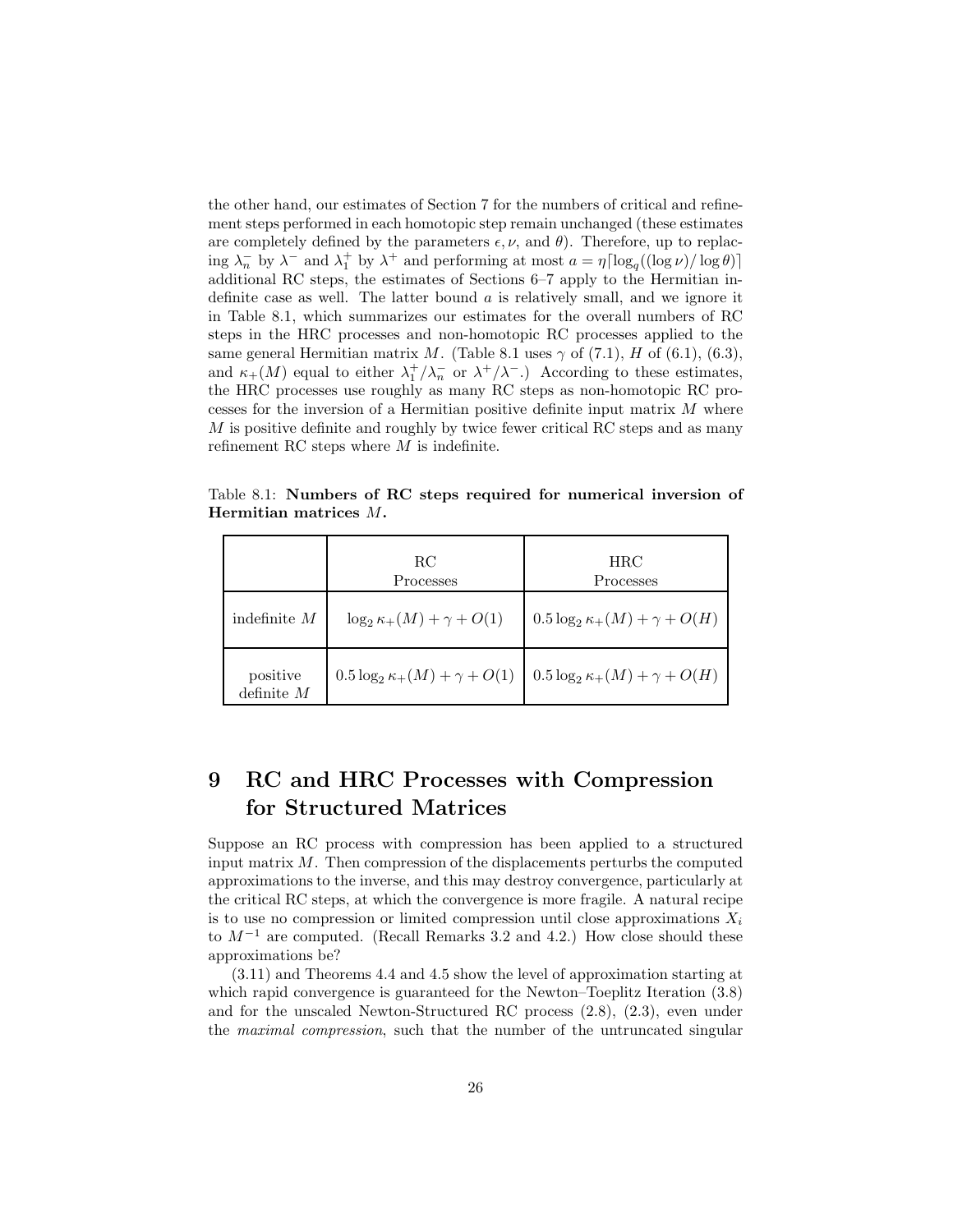the other hand, our estimates of Section 7 for the numbers of critical and refinement steps performed in each homotopic step remain unchanged (these estimates are completely defined by the parameters $\epsilon, \nu$, and $\theta$). Therefore, up to replacing $\lambda_n^-$ by $\lambda^-$ and $\lambda_1^+$ by $\lambda^+$ and performing at most $a = \eta\lceil\log_q((\log\nu)/\log\theta)\rceil$ additional RC steps, the estimates of Sections 6–7 apply to the Hermitian indefinite case as well. The latter bound $a$ is relatively small, and we ignore it in Table 8.1, which summarizes our estimates for the overall numbers of RC steps in the HRC processes and non-homotopic RC processes applied to the same general Hermitian matrix $M$. (Table 8.1 uses $\gamma$ of (7.1), $H$ of (6.1), (6.3), and $\kappa_+(M)$ equal to either $\lambda_1^+/\lambda_n^-$ or $\lambda^+/\lambda^-$.) According to these estimates, the HRC processes use roughly as many RC steps as non-homotopic RC processes for the inversion of a Hermitian positive definite input matrix $M$ where $M$ is positive definite and roughly by twice fewer critical RC steps and as many refinement RC steps where $M$ is indefinite.

Table 8.1: **Numbers of RC steps required for numerical inversion of Hermitian matrices $M$.**

| | RC Processes | HRC Processes |
|---|---|---|
| indefinite $M$ | $\log_2 \kappa_+(M) + \gamma + O(1)$ | $0.5 \log_2 \kappa_+(M) + \gamma + O(H)$ |
| positive definite $M$ | $0.5 \log_2 \kappa_+(M) + \gamma + O(1)$ | $0.5 \log_2 \kappa_+(M) + \gamma + O(H)$ |

# 9 RC and HRC Processes with Compression for Structured Matrices

Suppose an RC process with compression has been applied to a structured input matrix $M$. Then compression of the displacements perturbs the computed approximations to the inverse, and this may destroy convergence, particularly at the critical RC steps, at which the convergence is more fragile. A natural recipe is to use no compression or limited compression until close approximations $X_i$ to $M^{-1}$ are computed. (Recall Remarks 3.2 and 4.2.) How close should these approximations be?

(3.11) and Theorems 4.4 and 4.5 show the level of approximation starting at which rapid convergence is guaranteed for the Newton–Toeplitz Iteration (3.8) and for the unscaled Newton-Structured RC process (2.8), (2.3), even under the *maximal compression*, such that the number of the untruncated singular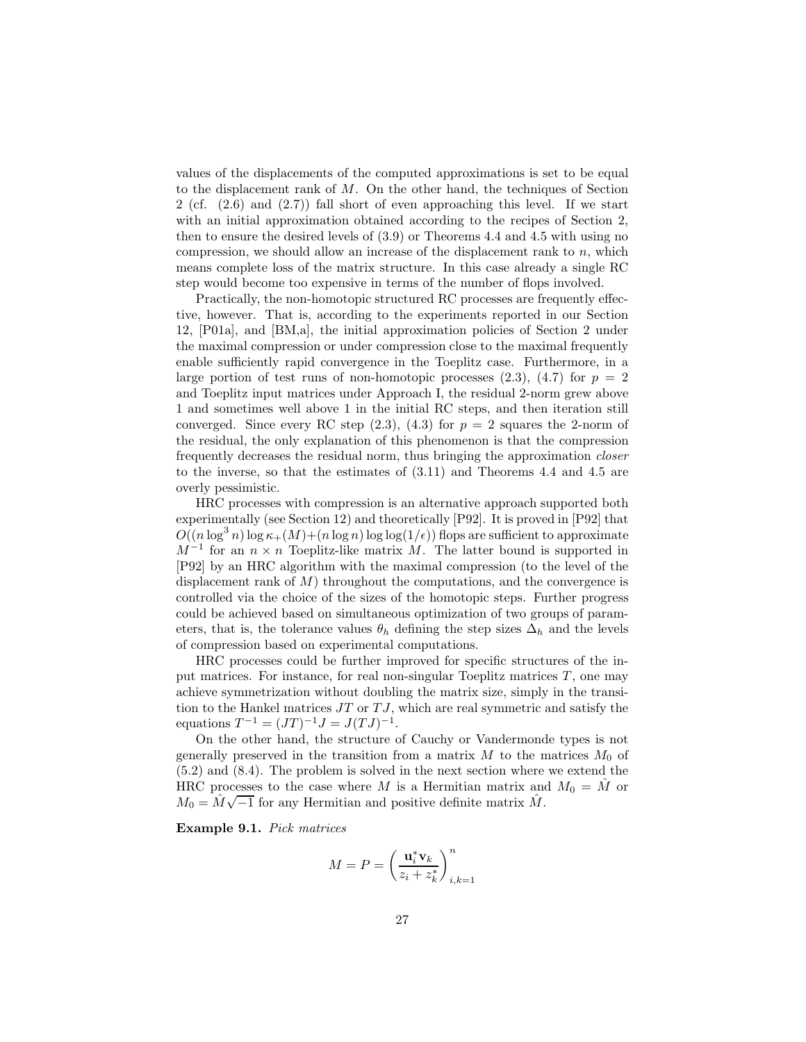values of the displacements of the computed approximations is set to be equal to the displacement rank of $M$. On the other hand, the techniques of Section 2 (cf. (2.6) and (2.7)) fall short of even approaching this level. If we start with an initial approximation obtained according to the recipes of Section 2, then to ensure the desired levels of (3.9) or Theorems 4.4 and 4.5 with using no compression, we should allow an increase of the displacement rank to $n$, which means complete loss of the matrix structure. In this case already a single RC step would become too expensive in terms of the number of flops involved.

Practically, the non-homotopic structured RC processes are frequently effective, however. That is, according to the experiments reported in our Section 12, [P01a], and [BM,a], the initial approximation policies of Section 2 under the maximal compression or under compression close to the maximal frequently enable sufficiently rapid convergence in the Toeplitz case. Furthermore, in a large portion of test runs of non-homotopic processes (2.3), (4.7) for $p = 2$ and Toeplitz input matrices under Approach I, the residual 2-norm grew above 1 and sometimes well above 1 in the initial RC steps, and then iteration still converged. Since every RC step (2.3), (4.3) for $p = 2$ squares the 2-norm of the residual, the only explanation of this phenomenon is that the compression frequently decreases the residual norm, thus bringing the approximation *closer* to the inverse, so that the estimates of (3.11) and Theorems 4.4 and 4.5 are overly pessimistic.

HRC processes with compression is an alternative approach supported both experimentally (see Section 12) and theoretically [P92]. It is proved in [P92] that $O((n\log^3 n)\log\kappa_+(M)+(n\log n)\log\log(1/\epsilon))$ flops are sufficient to approximate $M^{-1}$ for an $n\times n$ Toeplitz-like matrix $M$. The latter bound is supported in [P92] by an HRC algorithm with the maximal compression (to the level of the displacement rank of $M$) throughout the computations, and the convergence is controlled via the choice of the sizes of the homotopic steps. Further progress could be achieved based on simultaneous optimization of two groups of parameters, that is, the tolerance values $\theta_h$ defining the step sizes $\Delta_h$ and the levels of compression based on experimental computations.

HRC processes could be further improved for specific structures of the input matrices. For instance, for real non-singular Toeplitz matrices $T$, one may achieve symmetrization without doubling the matrix size, simply in the transition to the Hankel matrices $JT$ or $TJ$, which are real symmetric and satisfy the equations $T^{-1} = (JT)^{-1}J = J(TJ)^{-1}$.

On the other hand, the structure of Cauchy or Vandermonde types is not generally preserved in the transition from a matrix $M$ to the matrices $M_0$ of (5.2) and (8.4). The problem is solved in the next section where we extend the HRC processes to the case where $M$ is a Hermitian matrix and $M_0 = \hat{M}$ or $M_0 = \hat{M}\sqrt{-1}$ for any Hermitian and positive definite matrix $\hat{M}$.

**Example 9.1.** *Pick matrices*

$$M = P = \left(\frac{\mathbf{u}_i^*\mathbf{v}_k}{z_i + z_k^*}\right)_{i,k=1}^{n}$$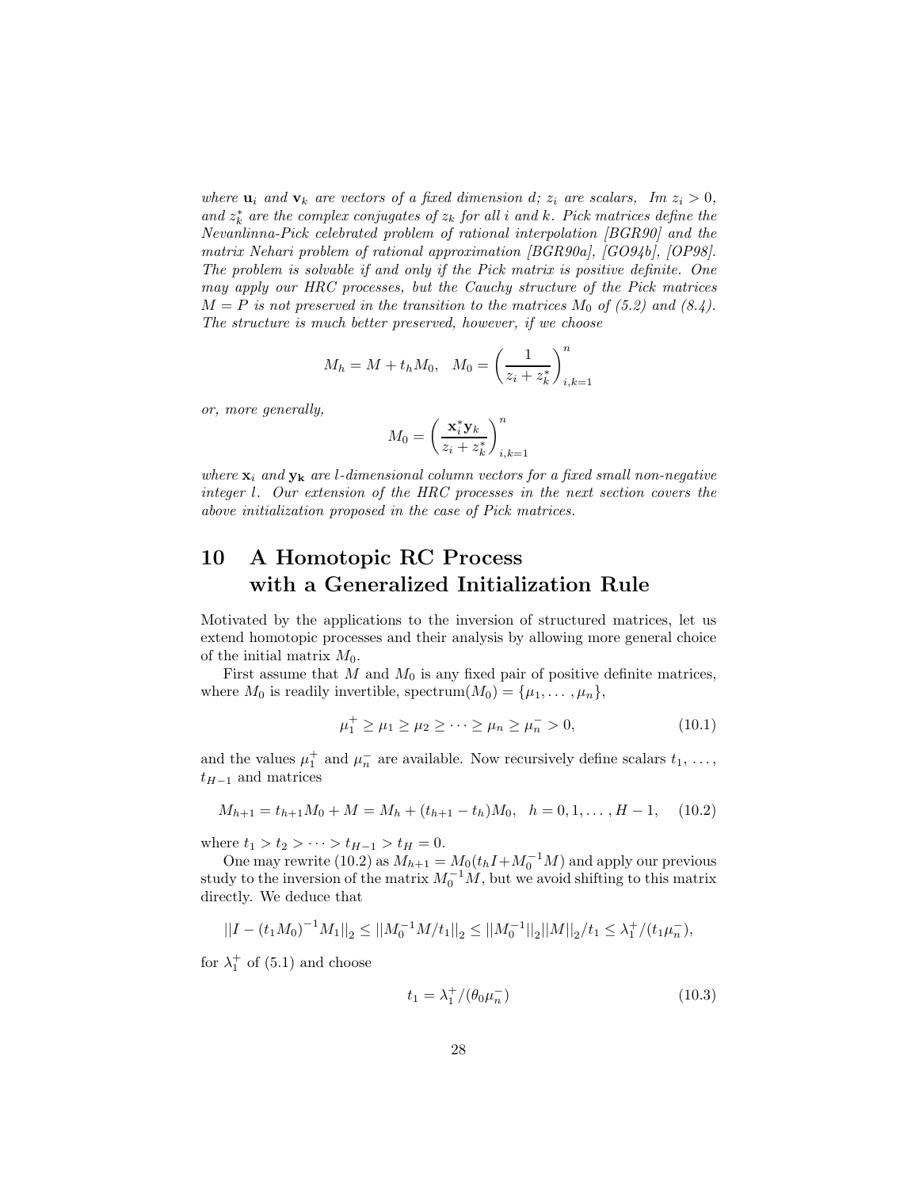*where $\mathbf{u}_i$ and $\mathbf{v}_k$ are vectors of a fixed dimension d; $z_i$ are scalars, $Im\ z_i > 0$, and $z_k^*$ are the complex conjugates of $z_k$ for all $i$ and $k$. Pick matrices define the Nevanlinna-Pick celebrated problem of rational interpolation [BGR90] and the matrix Nehari problem of rational approximation [BGR90a], [GO94b], [OP98]. The problem is solvable if and only if the Pick matrix is positive definite. One may apply our HRC processes, but the Cauchy structure of the Pick matrices $M = P$ is not preserved in the transition to the matrices $M_0$ of (5.2) and (8.4). The structure is much better preserved, however, if we choose*

$$M_h = M + t_h M_0, \quad M_0 = \left( \frac{1}{z_i + z_k^*} \right)_{i,k=1}^{n}$$

*or, more generally,*

$$M_0 = \left( \frac{\mathbf{x}_i^* \mathbf{y}_k}{z_i + z_k^*} \right)_{i,k=1}^{n}$$

*where $\mathbf{x}_i$ and $\mathbf{y}_\mathbf{k}$ are $l$-dimensional column vectors for a fixed small non-negative integer $l$. Our extension of the HRC processes in the next section covers the above initialization proposed in the case of Pick matrices.*

# 10 A Homotopic RC Process with a Generalized Initialization Rule

Motivated by the applications to the inversion of structured matrices, let us extend homotopic processes and their analysis by allowing more general choice of the initial matrix $M_0$.

First assume that $M$ and $M_0$ is any fixed pair of positive definite matrices, where $M_0$ is readily invertible, spectrum$(M_0) = \{\mu_1, \dots, \mu_n\}$,

$$\mu_1^+ \geq \mu_1 \geq \mu_2 \geq \cdots \geq \mu_n \geq \mu_n^- > 0, \tag{10.1}$$

and the values $\mu_1^+$ and $\mu_n^-$ are available. Now recursively define scalars $t_1, \dots, t_{H-1}$ and matrices

$$M_{h+1} = t_{h+1} M_0 + M = M_h + (t_{h+1} - t_h) M_0, \quad h = 0, 1, \dots, H-1, \tag{10.2}$$

where $t_1 > t_2 > \cdots > t_{H-1} > t_H = 0$.

One may rewrite (10.2) as $M_{h+1} = M_0(t_h I + M_0^{-1} M)$ and apply our previous study to the inversion of the matrix $M_0^{-1} M$, but we avoid shifting to this matrix directly. We deduce that

$$||I - (t_1 M_0)^{-1} M_1||_2 \leq ||M_0^{-1} M / t_1||_2 \leq ||M_0^{-1}||_2 ||M||_2 / t_1 \leq \lambda_1^+ / (t_1 \mu_n^-),$$

for $\lambda_1^+$ of (5.1) and choose

$$t_1 = \lambda_1^+ / (\theta_0 \mu_n^-) \tag{10.3}$$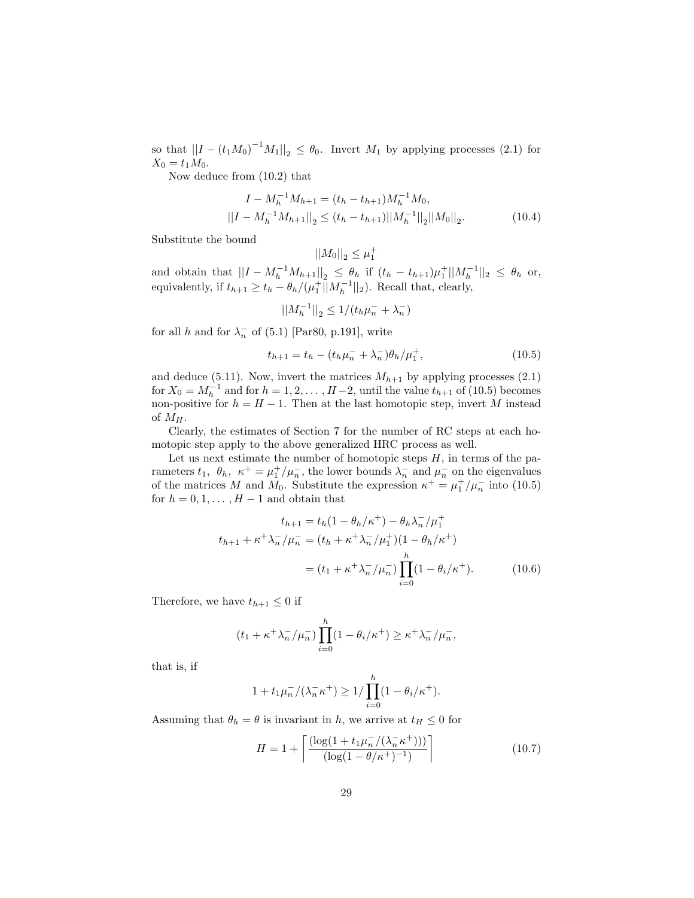so that $||I - (t_1 M_0)^{-1} M_1||_2 \leq \theta_0$. Invert $M_1$ by applying processes (2.1) for $X_0 = t_1 M_0$.

Now deduce from (10.2) that

$$
\begin{aligned}
I - M_h^{-1} M_{h+1} &= (t_h - t_{h+1}) M_h^{-1} M_0, \\
||I - M_h^{-1} M_{h+1}||_2 &\leq (t_h - t_{h+1}) ||M_h^{-1}||_2 ||M_0||_2.
\end{aligned}
\tag{10.4}
$$

Substitute the bound

$$
||M_0||_2 \leq \mu_1^+
$$

and obtain that $||I - M_h^{-1} M_{h+1}||_2 \leq \theta_h$ if $(t_h - t_{h+1}) \mu_1^+ ||M_h^{-1}||_2 \leq \theta_h$ or, equivalently, if $t_{h+1} \geq t_h - \theta_h / (\mu_1^+ ||M_h^{-1}||_2)$. Recall that, clearly,

$$
||M_h^{-1}||_2 \leq 1/(t_h \mu_n^- + \lambda_n^-)
$$

for all $h$ and for $\lambda_n^-$ of (5.1) [Par80, p.191], write

$$
t_{h+1} = t_h - (t_h \mu_n^- + \lambda_n^-) \theta_h / \mu_1^+, \tag{10.5}
$$

and deduce (5.11). Now, invert the matrices $M_{h+1}$ by applying processes (2.1) for $X_0 = M_h^{-1}$ and for $h = 1, 2, \ldots, H-2$, until the value $t_{h+1}$ of (10.5) becomes non-positive for $h = H-1$. Then at the last homotopic step, invert $M$ instead of $M_H$.

Clearly, the estimates of Section 7 for the number of RC steps at each homotopic step apply to the above generalized HRC process as well.

Let us next estimate the number of homotopic steps $H$, in terms of the parameters $t_1$, $\theta_h$, $\kappa^+ = \mu_1^+/\mu_n^-$, the lower bounds $\lambda_n^-$ and $\mu_n^-$ on the eigenvalues of the matrices $M$ and $M_0$. Substitute the expression $\kappa^+ = \mu_1^+/\mu_n^-$ into (10.5) for $h = 0, 1, \ldots, H-1$ and obtain that

$$
\begin{aligned}
t_{h+1} &= t_h (1 - \theta_h/\kappa^+) - \theta_h \lambda_n^- / \mu_1^+ \\
t_{h+1} + \kappa^+ \lambda_n^- / \mu_n^- &= (t_h + \kappa^+ \lambda_n^- / \mu_1^+)(1 - \theta_h/\kappa^+) \\
&= (t_1 + \kappa^+ \lambda_n^- / \mu_n^-) \prod_{i=0}^{h} (1 - \theta_i/\kappa^+).
\end{aligned}
\tag{10.6}
$$

Therefore, we have $t_{h+1} \leq 0$ if

$$
(t_1 + \kappa^+ \lambda_n^- / \mu_n^-) \prod_{i=0}^{h} (1 - \theta_i/\kappa^+) \geq \kappa^+ \lambda_n^- / \mu_n^-,
$$

that is, if

$$
1 + t_1 \mu_n^- / (\lambda_n^- \kappa^+) \geq 1 / \prod_{i=0}^{h} (1 - \theta_i/\kappa^+).
$$

Assuming that $\theta_h = \theta$ is invariant in $h$, we arrive at $t_H \leq 0$ for

$$
H = 1 + \left\lceil \frac{(\log(1 + t_1 \mu_n^- / (\lambda_n^- \kappa^+)))}{(\log(1 - \theta/\kappa^+)^{-1})} \right\rceil \tag{10.7}
$$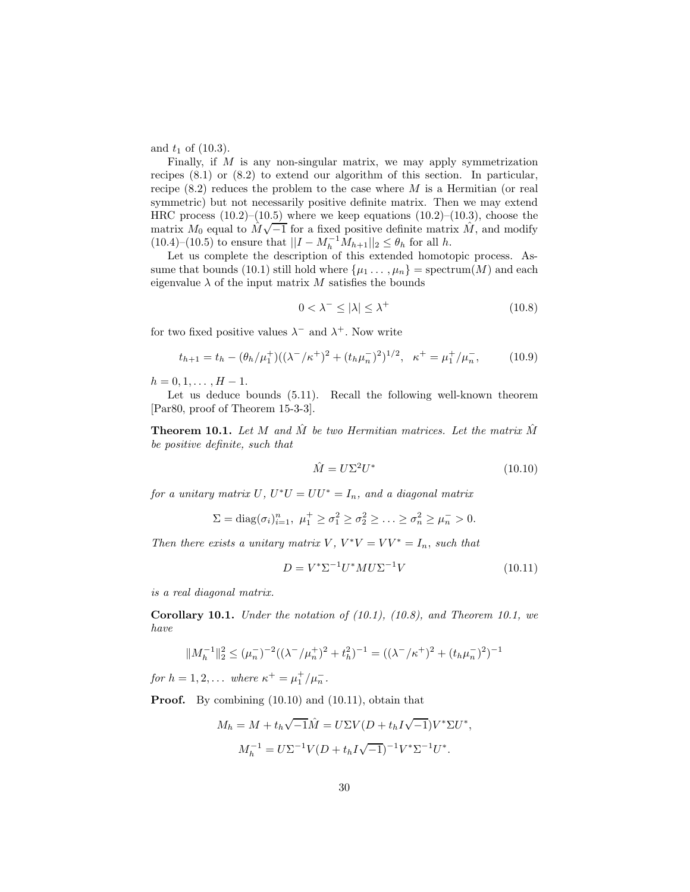and $t_1$ of (10.3).

Finally, if $M$ is any non-singular matrix, we may apply symmetrization recipes (8.1) or (8.2) to extend our algorithm of this section. In particular, recipe (8.2) reduces the problem to the case where $M$ is a Hermitian (or real symmetric) but not necessarily positive definite matrix. Then we may extend HRC process (10.2)–(10.5) where we keep equations (10.2)–(10.3), choose the matrix $M_0$ equal to $\hat{M}\sqrt{-1}$ for a fixed positive definite matrix $\hat{M}$, and modify (10.4)–(10.5) to ensure that $||I - M_h^{-1}M_{h+1}||_2 \leq \theta_h$ for all $h$.

Let us complete the description of this extended homotopic process. Assume that bounds (10.1) still hold where $\{\mu_1 \ldots, \mu_n\} = \text{spectrum}(M)$ and each eigenvalue $\lambda$ of the input matrix $M$ satisfies the bounds

$$0 < \lambda^- \leq |\lambda| \leq \lambda^+ \tag{10.8}$$

for two fixed positive values $\lambda^-$ and $\lambda^+$. Now write

$$t_{h+1} = t_h - (\theta_h/\mu_1^+)((\lambda^-/\kappa^+)^2 + (t_h\mu_n^-)^2)^{1/2}, \quad \kappa^+ = \mu_1^+/\mu_n^-, \tag{10.9}$$

$h = 0, 1, \ldots, H-1$.

Let us deduce bounds (5.11). Recall the following well-known theorem [Par80, proof of Theorem 15-3-3].

**Theorem 10.1.** *Let $M$ and $\hat{M}$ be two Hermitian matrices. Let the matrix $\hat{M}$ be positive definite, such that*

$$\hat{M} = U\Sigma^2 U^* \tag{10.10}$$

*for a unitary matrix $U$, $U^*U = UU^* = I_n$, and a diagonal matrix*

$$\Sigma = \text{diag}(\sigma_i)_{i=1}^n, \ \mu_1^+ \geq \sigma_1^2 \geq \sigma_2^2 \geq \ldots \geq \sigma_n^2 \geq \mu_n^- > 0.$$

*Then there exists a unitary matrix $V$, $V^*V = VV^* = I_n$, such that*

$$D = V^*\Sigma^{-1}U^*MU\Sigma^{-1}V \tag{10.11}$$

*is a real diagonal matrix.*

**Corollary 10.1.** *Under the notation of (10.1), (10.8), and Theorem 10.1, we have*

$$\|M_h^{-1}\|_2^2 \leq (\mu_n^-)^{-2}((\lambda^-/\mu_n^+)^2 + t_h^2)^{-1} = ((\lambda^-/\kappa^+)^2 + (t_h\mu_n^-)^2)^{-1}$$

*for $h = 1, 2, \ldots$ where $\kappa^+ = \mu_1^+/\mu_n^-$.*

**Proof.** By combining (10.10) and (10.11), obtain that

$$M_h = M + t_h\sqrt{-1}\hat{M} = U\Sigma V(D + t_h I\sqrt{-1})V^*\Sigma U^*,$$

$$M_h^{-1} = U\Sigma^{-1}V(D + t_h I\sqrt{-1})^{-1}V^*\Sigma^{-1}U^*.$$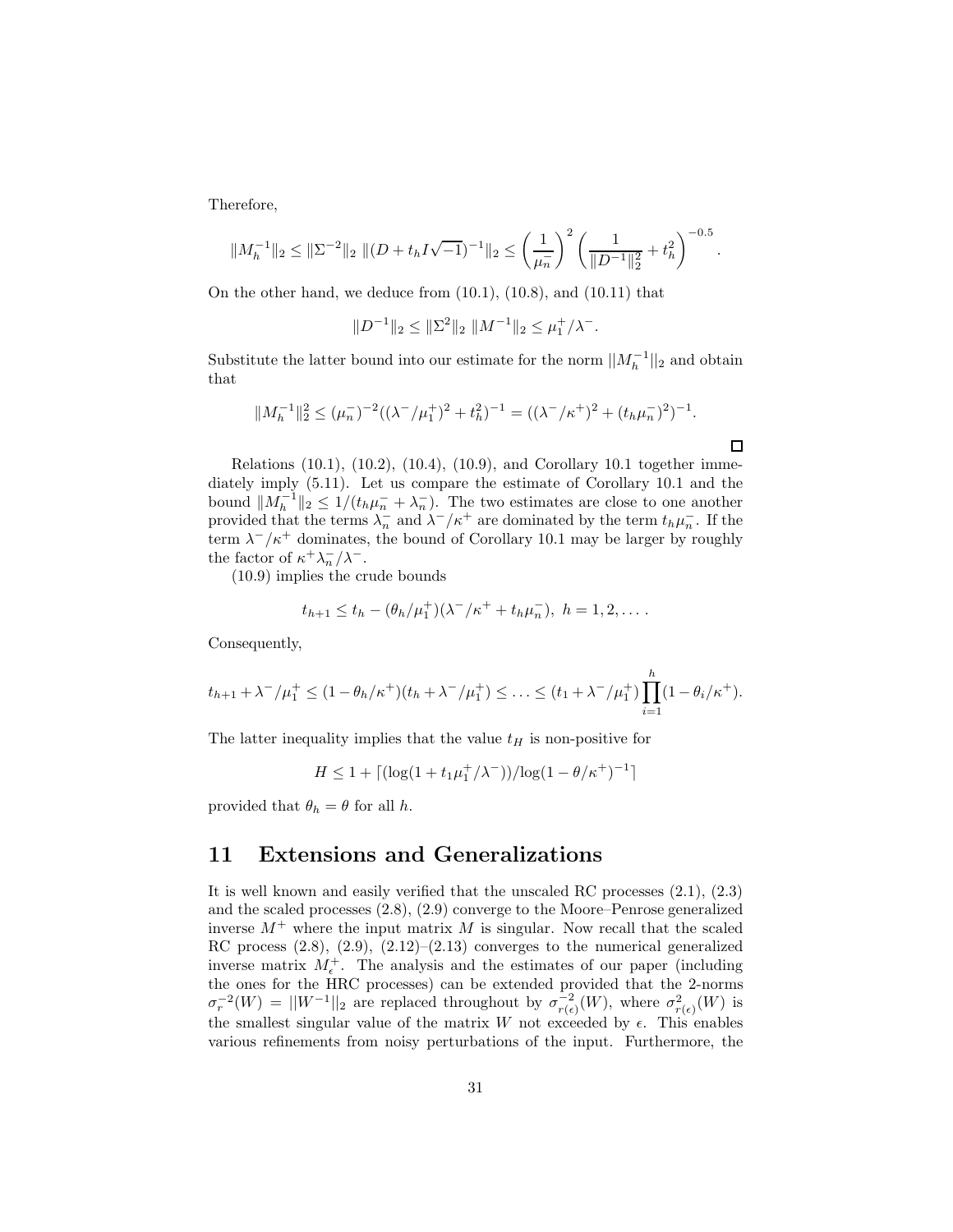Therefore,

$$\|M_h^{-1}\|_2 \leq \|\Sigma^{-2}\|_2 \ \|(D + t_h I\sqrt{-1})^{-1}\|_2 \leq \left(\frac{1}{\mu_n^-}\right)^2 \left(\frac{1}{\|D^{-1}\|_2^2} + t_h^2\right)^{-0.5}.$$

On the other hand, we deduce from (10.1), (10.8), and (10.11) that

$$\|D^{-1}\|_2 \leq \|\Sigma^2\|_2 \ \|M^{-1}\|_2 \leq \mu_1^+/\lambda^-.$$

Substitute the latter bound into our estimate for the norm $\|M_h^{-1}\|_2$ and obtain that

$$\|M_h^{-1}\|_2^2 \leq (\mu_n^-)^{-2}((\lambda^-/\mu_1^+)^2 + t_h^2)^{-1} = ((\lambda^-/\kappa^+)^2 + (t_h\mu_n^-)^2)^{-1}.$$

□

Relations (10.1), (10.2), (10.4), (10.9), and Corollary 10.1 together immediately imply (5.11). Let us compare the estimate of Corollary 10.1 and the bound $\|M_h^{-1}\|_2 \leq 1/(t_h\mu_n^- + \lambda_n^-)$. The two estimates are close to one another provided that the terms $\lambda_n^-$ and $\lambda^-/\kappa^+$ are dominated by the term $t_h\mu_n^-$. If the term $\lambda^-/\kappa^+$ dominates, the bound of Corollary 10.1 may be larger by roughly the factor of $\kappa^+\lambda_n^-/\lambda^-$.

(10.9) implies the crude bounds

$$t_{h+1} \leq t_h - (\theta_h/\mu_1^+)(\lambda^-/\kappa^+ + t_h\mu_n^-),\ h = 1, 2, \ldots.$$

Consequently,

$$t_{h+1} + \lambda^-/\mu_1^+ \leq (1 - \theta_h/\kappa^+)(t_h + \lambda^-/\mu_1^+) \leq \ldots \leq (t_1 + \lambda^-/\mu_1^+)\prod_{i=1}^{h}(1 - \theta_i/\kappa^+).$$

The latter inequality implies that the value $t_H$ is non-positive for

$$H \leq 1 + \lceil(\log(1 + t_1\mu_1^+/\lambda^-))/\log(1 - \theta/\kappa^+)^{-1}\rceil$$

provided that $\theta_h = \theta$ for all $h$.

## 11 Extensions and Generalizations

It is well known and easily verified that the unscaled RC processes (2.1), (2.3) and the scaled processes (2.8), (2.9) converge to the Moore–Penrose generalized inverse $M^+$ where the input matrix $M$ is singular. Now recall that the scaled RC process (2.8), (2.9), (2.12)–(2.13) converges to the numerical generalized inverse matrix $M_\epsilon^+$. The analysis and the estimates of our paper (including the ones for the HRC processes) can be extended provided that the 2-norms $\sigma_r^{-2}(W) = ||W^{-1}||_2$ are replaced throughout by $\sigma_{r(\epsilon)}^{-2}(W)$, where $\sigma_{r(\epsilon)}^2(W)$ is the smallest singular value of the matrix $W$ not exceeded by $\epsilon$. This enables various refinements from noisy perturbations of the input. Furthermore, the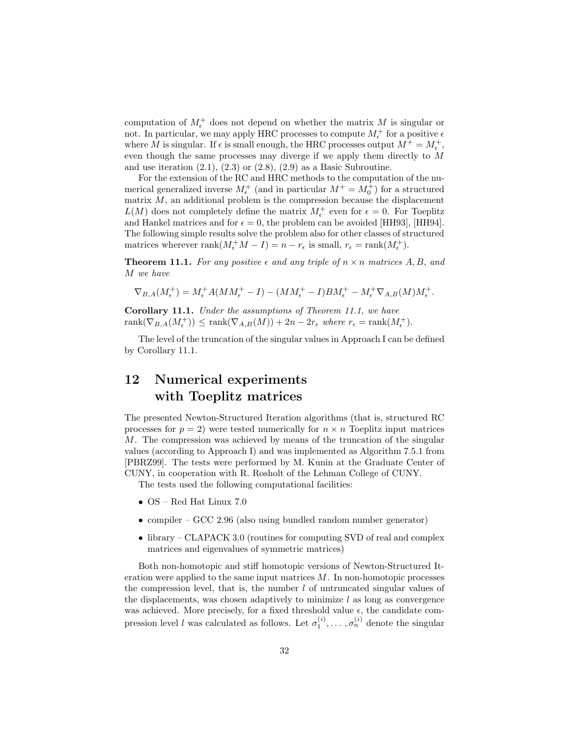computation of $M_\epsilon^+$ does not depend on whether the matrix $M$ is singular or not. In particular, we may apply HRC processes to compute $M_\epsilon^+$ for a positive $\epsilon$ where $M$ is singular. If $\epsilon$ is small enough, the HRC processes output $M^+ = M_\epsilon^+$, even though the same processes may diverge if we apply them directly to $M$ and use iteration (2.1), (2.3) or (2.8), (2.9) as a Basic Subroutine.

For the extension of the RC and HRC methods to the computation of the numerical generalized inverse $M_\epsilon^+$ (and in particular $M^+ = M_0^+$) for a structured matrix $M$, an additional problem is the compression because the displacement $L(M)$ does not completely define the matrix $M_\epsilon^+$ even for $\epsilon = 0$. For Toeplitz and Hankel matrices and for $\epsilon = 0$, the problem can be avoided [HH93], [HH94]. The following simple results solve the problem also for other classes of structured matrices wherever $\text{rank}(M_\epsilon^+ M - I) = n - r_\epsilon$ is small, $r_\epsilon = \text{rank}(M_\epsilon^+)$.

**Theorem 11.1.** *For any positive $\epsilon$ and any triple of $n \times n$ matrices $A, B$, and $M$ we have*

$$\nabla_{B,A}(M_\epsilon^+) = M_\epsilon^+ A(MM_\epsilon^+ - I) - (MM_\epsilon^+ - I)BM_\epsilon^+ - M_\epsilon^+ \nabla_{A,B}(M) M_\epsilon^+.$$

**Corollary 11.1.** *Under the assumptions of Theorem 11.1, we have* $\text{rank}(\nabla_{B,A}(M_\epsilon^+)) \leq \text{rank}(\nabla_{A,B}(M)) + 2n - 2r_\epsilon$ *where* $r_\epsilon = \text{rank}(M_\epsilon^+)$.

The level of the truncation of the singular values in Approach I can be defined by Corollary 11.1.

# 12 Numerical experiments with Toeplitz matrices

The presented Newton-Structured Iteration algorithms (that is, structured RC processes for $p = 2$) were tested numerically for $n \times n$ Toeplitz input matrices $M$. The compression was achieved by means of the truncation of the singular values (according to Approach I) and was implemented as Algorithm 7.5.1 from [PBRZ99]. The tests were performed by M. Kunin at the Graduate Center of CUNY, in cooperation with R. Rosholt of the Lehman College of CUNY.

The tests used the following computational facilities:

- OS – Red Hat Linux 7.0
- compiler – GCC 2.96 (also using bundled random number generator)
- library – CLAPACK 3.0 (routines for computing SVD of real and complex matrices and eigenvalues of symmetric matrices)

Both non-homotopic and stiff homotopic versions of Newton-Structured Iteration were applied to the same input matrices $M$. In non-homotopic processes the compression level, that is, the number $l$ of untruncated singular values of the displacements, was chosen adaptively to minimize $l$ as long as convergence was achieved. More precisely, for a fixed threshold value $\epsilon$, the candidate compression level $l$ was calculated as follows. Let $\sigma_1^{(i)}, \ldots, \sigma_n^{(i)}$ denote the singular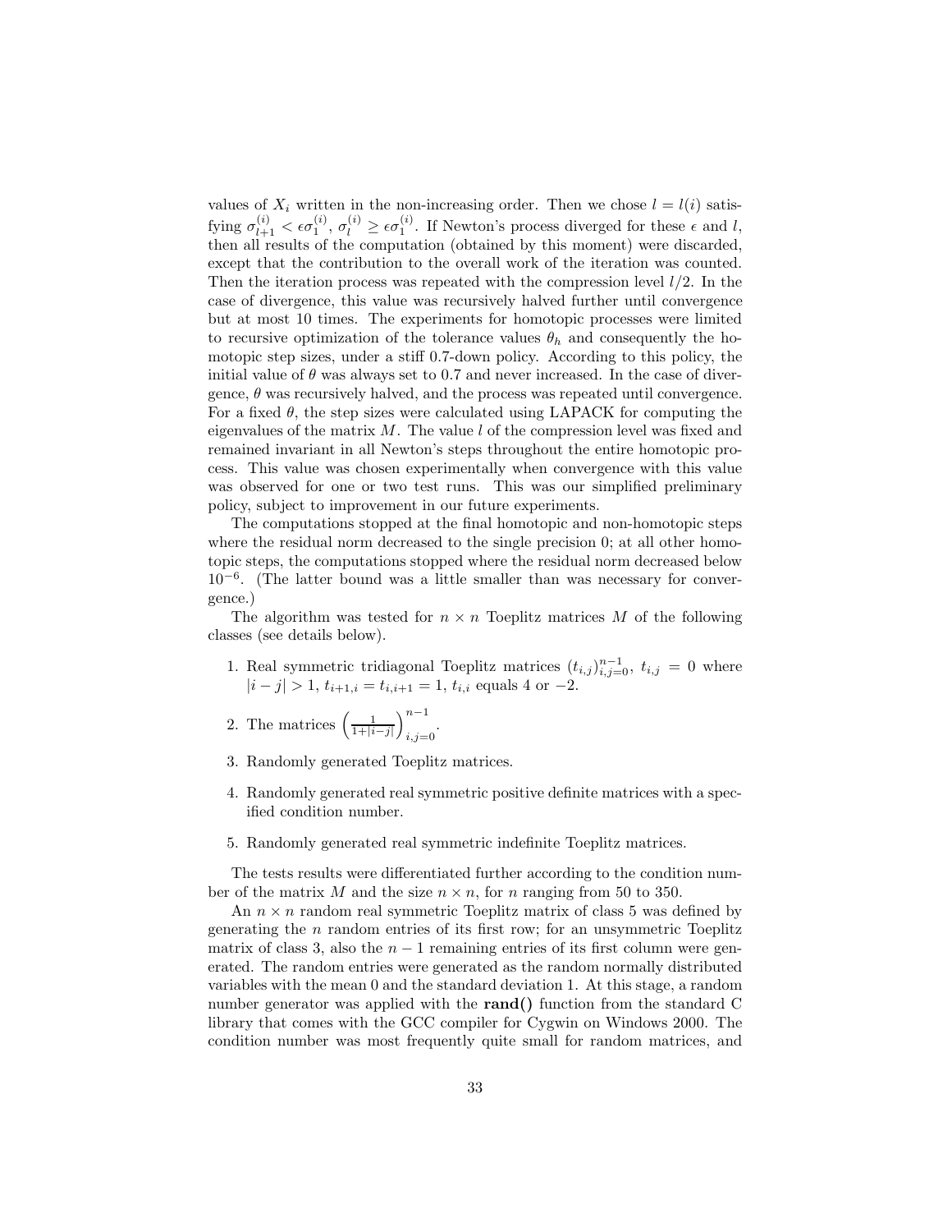values of $X_i$ written in the non-increasing order. Then we chose $l = l(i)$ satisfying $\sigma_{l+1}^{(i)} < \epsilon\sigma_1^{(i)}$, $\sigma_l^{(i)} \geq \epsilon\sigma_1^{(i)}$. If Newton's process diverged for these $\epsilon$ and $l$, then all results of the computation (obtained by this moment) were discarded, except that the contribution to the overall work of the iteration was counted. Then the iteration process was repeated with the compression level $l/2$. In the case of divergence, this value was recursively halved further until convergence but at most 10 times. The experiments for homotopic processes were limited to recursive optimization of the tolerance values $\theta_h$ and consequently the homotopic step sizes, under a stiff 0.7-down policy. According to this policy, the initial value of $\theta$ was always set to 0.7 and never increased. In the case of divergence, $\theta$ was recursively halved, and the process was repeated until convergence. For a fixed $\theta$, the step sizes were calculated using LAPACK for computing the eigenvalues of the matrix $M$. The value $l$ of the compression level was fixed and remained invariant in all Newton's steps throughout the entire homotopic process. This value was chosen experimentally when convergence with this value was observed for one or two test runs. This was our simplified preliminary policy, subject to improvement in our future experiments.

The computations stopped at the final homotopic and non-homotopic steps where the residual norm decreased to the single precision 0; at all other homotopic steps, the computations stopped where the residual norm decreased below $10^{-6}$. (The latter bound was a little smaller than was necessary for convergence.)

The algorithm was tested for $n \times n$ Toeplitz matrices $M$ of the following classes (see details below).

1. Real symmetric tridiagonal Toeplitz matrices $(t_{i,j})_{i,j=0}^{n-1}$, $t_{i,j} = 0$ where $|i-j| > 1$, $t_{i+1,i} = t_{i,i+1} = 1$, $t_{i,i}$ equals 4 or $-2$.
2. The matrices $\left(\frac{1}{1+|i-j|}\right)_{i,j=0}^{n-1}$.
3. Randomly generated Toeplitz matrices.
4. Randomly generated real symmetric positive definite matrices with a specified condition number.
5. Randomly generated real symmetric indefinite Toeplitz matrices.

The tests results were differentiated further according to the condition number of the matrix $M$ and the size $n \times n$, for $n$ ranging from 50 to 350.

An $n \times n$ random real symmetric Toeplitz matrix of class 5 was defined by generating the $n$ random entries of its first row; for an unsymmetric Toeplitz matrix of class 3, also the $n-1$ remaining entries of its first column were generated. The random entries were generated as the random normally distributed variables with the mean 0 and the standard deviation 1. At this stage, a random number generator was applied with the **rand()** function from the standard C library that comes with the GCC compiler for Cygwin on Windows 2000. The condition number was most frequently quite small for random matrices, and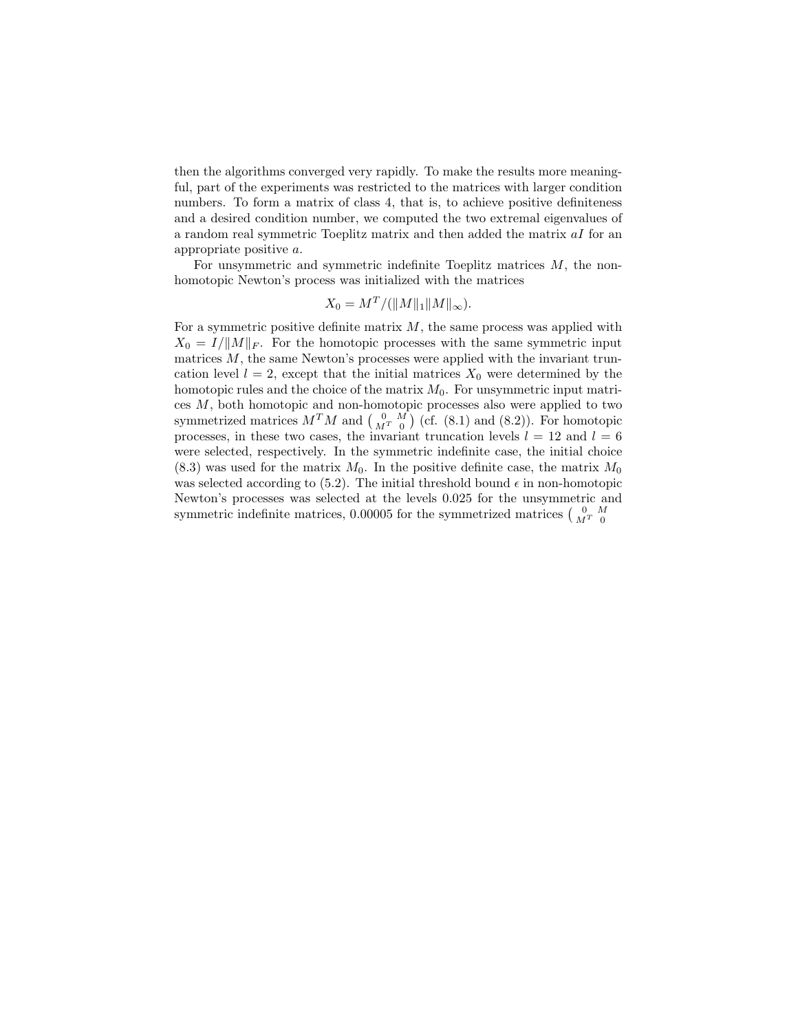then the algorithms converged very rapidly. To make the results more meaningful, part of the experiments was restricted to the matrices with larger condition numbers. To form a matrix of class 4, that is, to achieve positive definiteness and a desired condition number, we computed the two extremal eigenvalues of a random real symmetric Toeplitz matrix and then added the matrix $aI$ for an appropriate positive $a$.

For unsymmetric and symmetric indefinite Toeplitz matrices $M$, the non-homotopic Newton's process was initialized with the matrices

$$X_0 = M^T/(\|M\|_1\|M\|_\infty).$$

For a symmetric positive definite matrix $M$, the same process was applied with $X_0 = I/\|M\|_F$. For the homotopic processes with the same symmetric input matrices $M$, the same Newton's processes were applied with the invariant truncation level $l = 2$, except that the initial matrices $X_0$ were determined by the homotopic rules and the choice of the matrix $M_0$. For unsymmetric input matrices $M$, both homotopic and non-homotopic processes also were applied to two symmetrized matrices $M^T M$ and $\left(\begin{smallmatrix} 0 & M \\ M^T & 0 \end{smallmatrix}\right)$ (cf. (8.1) and (8.2)). For homotopic processes, in these two cases, the invariant truncation levels $l = 12$ and $l = 6$ were selected, respectively. In the symmetric indefinite case, the initial choice (8.3) was used for the matrix $M_0$. In the positive definite case, the matrix $M_0$ was selected according to (5.2). The initial threshold bound $\epsilon$ in non-homotopic Newton's processes was selected at the levels 0.025 for the unsymmetric and symmetric indefinite matrices, 0.00005 for the symmetrized matrices $\left(\begin{smallmatrix} 0 & M \\ M^T & 0 \end{smallmatrix}\right.$